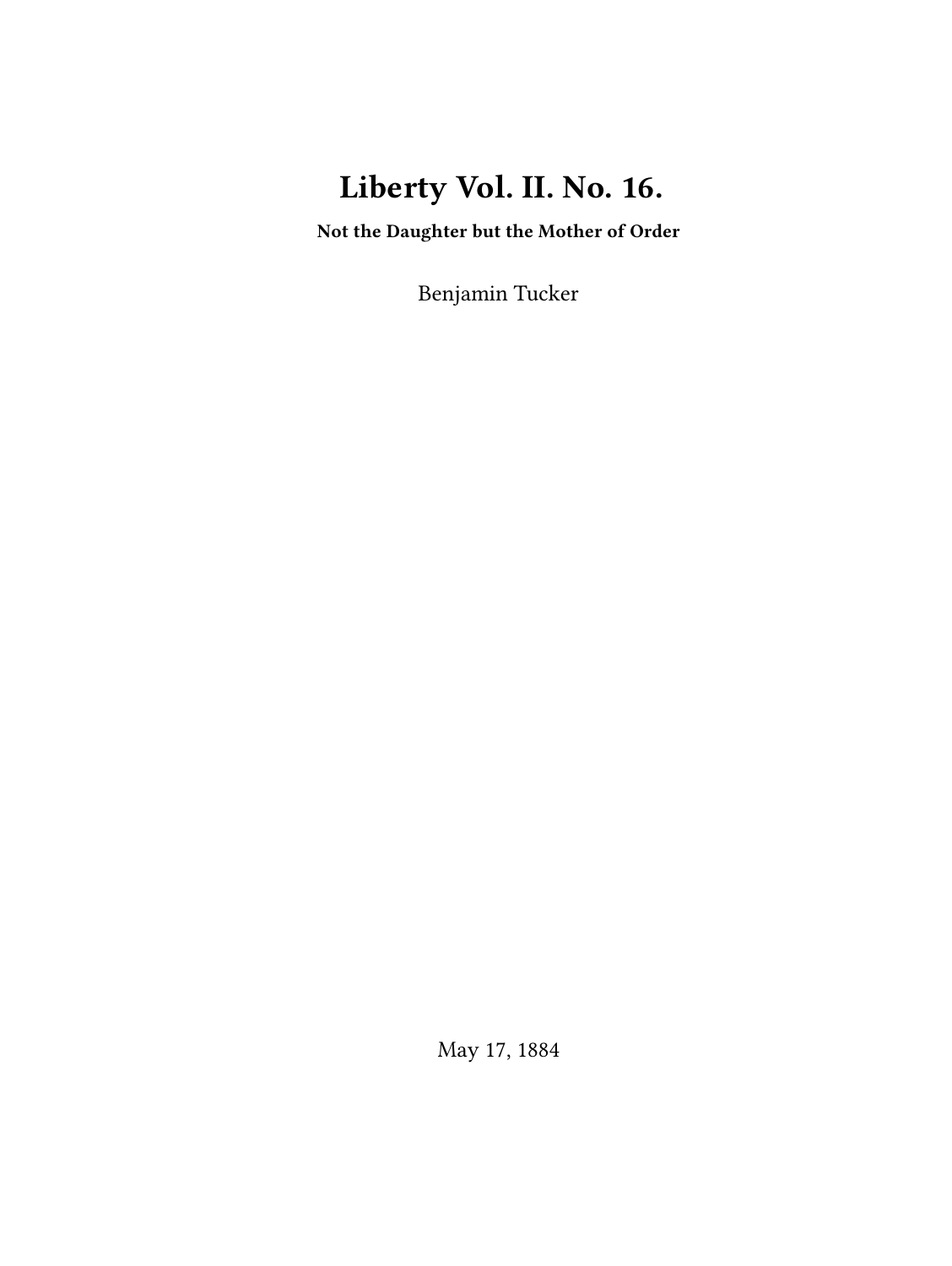# Liberty Vol. II. No. 16.

**Not the Daughter but the Mother of Order**

Benjamin Tucker

May 17, 1884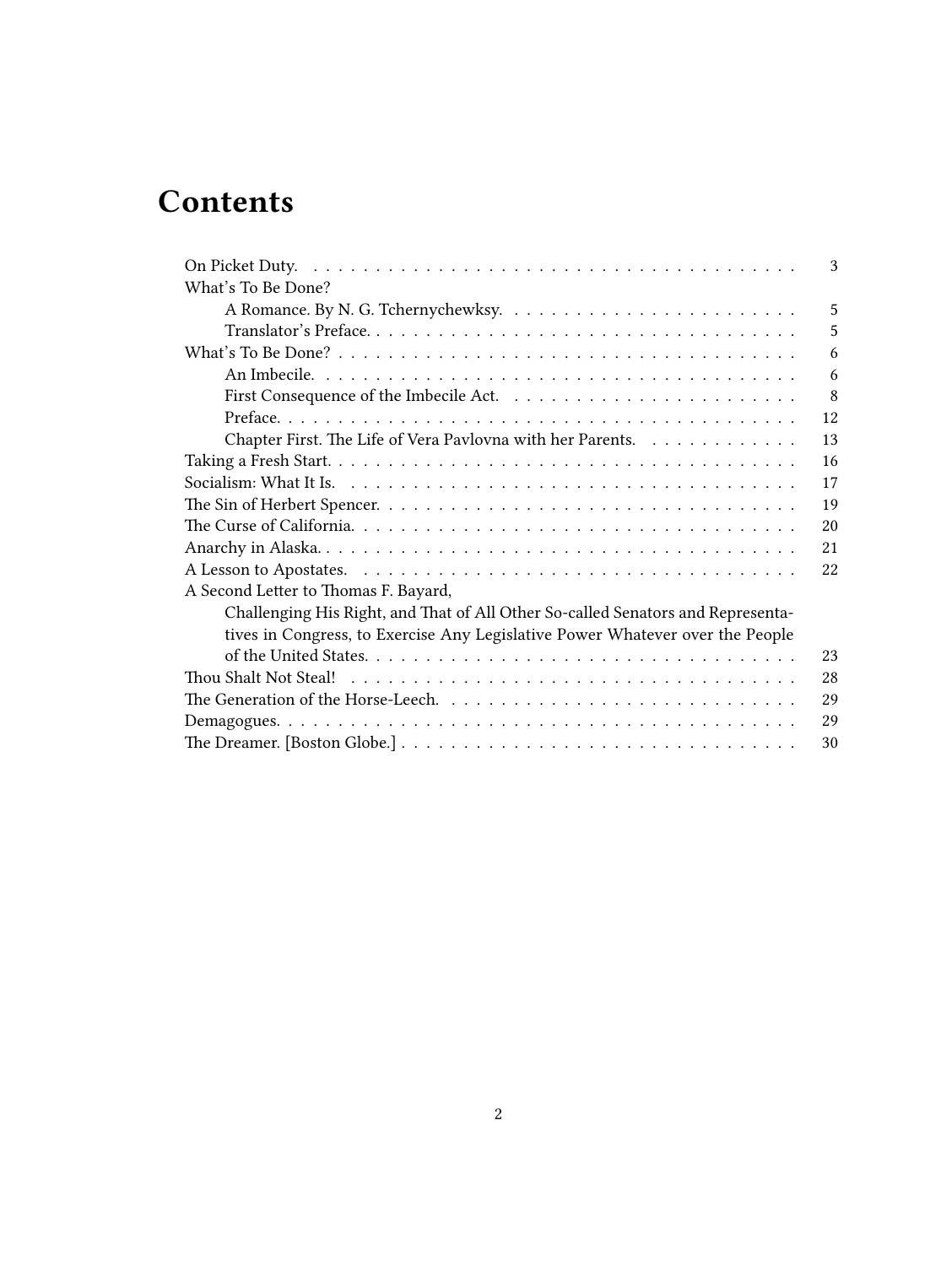# Contents

- On Picket Duty. 3
- What's To Be Done?
  - A Romance. By N. G. Tchernychewksy. 5
  - Translator's Preface. 5
- What's To Be Done? 6
  - An Imbecile. 6
  - First Consequence of the Imbecile Act. 8
  - Preface. 12
  - Chapter First. The Life of Vera Pavlovna with her Parents. 13
- Taking a Fresh Start. 16
- Socialism: What It Is. 17
- The Sin of Herbert Spencer. 19
- The Curse of California. 20
- Anarchy in Alaska. 21
- A Lesson to Apostates. 22
- A Second Letter to Thomas F. Bayard,
  - Challenging His Right, and That of All Other So-called Senators and Representatives in Congress, to Exercise Any Legislative Power Whatever over the People of the United States. 23
- Thou Shalt Not Steal! 28
- The Generation of the Horse-Leech. 29
- Demagogues. 29
- The Dreamer. [Boston Globe.] 30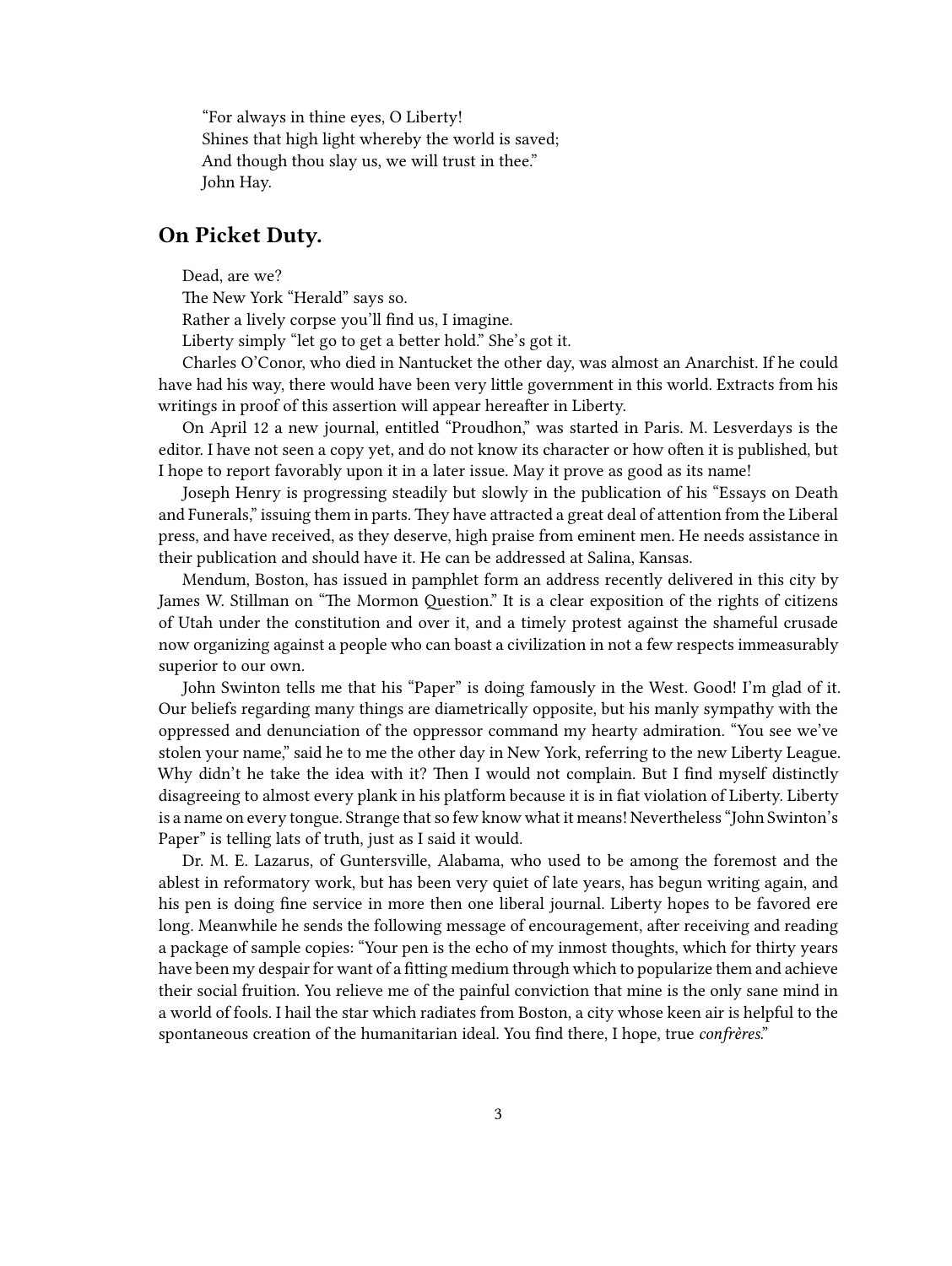"For always in thine eyes, O Liberty!
Shines that high light whereby the world is saved;
And though thou slay us, we will trust in thee."
John Hay.

## On Picket Duty.

Dead, are we?

The New York "Herald" says so.

Rather a lively corpse you'll find us, I imagine.

Liberty simply "let go to get a better hold." She's got it.

Charles O'Conor, who died in Nantucket the other day, was almost an Anarchist. If he could have had his way, there would have been very little government in this world. Extracts from his writings in proof of this assertion will appear hereafter in Liberty.

On April 12 a new journal, entitled "Proudhon," was started in Paris. M. Lesverdays is the editor. I have not seen a copy yet, and do not know its character or how often it is published, but I hope to report favorably upon it in a later issue. May it prove as good as its name!

Joseph Henry is progressing steadily but slowly in the publication of his "Essays on Death and Funerals," issuing them in parts. They have attracted a great deal of attention from the Liberal press, and have received, as they deserve, high praise from eminent men. He needs assistance in their publication and should have it. He can be addressed at Salina, Kansas.

Mendum, Boston, has issued in pamphlet form an address recently delivered in this city by James W. Stillman on "The Mormon Question." It is a clear exposition of the rights of citizens of Utah under the constitution and over it, and a timely protest against the shameful crusade now organizing against a people who can boast a civilization in not a few respects immeasurably superior to our own.

John Swinton tells me that his "Paper" is doing famously in the West. Good! I'm glad of it. Our beliefs regarding many things are diametrically opposite, but his manly sympathy with the oppressed and denunciation of the oppressor command my hearty admiration. "You see we've stolen your name," said he to me the other day in New York, referring to the new Liberty League. Why didn't he take the idea with it? Then I would not complain. But I find myself distinctly disagreeing to almost every plank in his platform because it is in fiat violation of Liberty. Liberty is a name on every tongue. Strange that so few know what it means! Nevertheless "John Swinton's Paper" is telling lats of truth, just as I said it would.

Dr. M. E. Lazarus, of Guntersville, Alabama, who used to be among the foremost and the ablest in reformatory work, but has been very quiet of late years, has begun writing again, and his pen is doing fine service in more then one liberal journal. Liberty hopes to be favored ere long. Meanwhile he sends the following message of encouragement, after receiving and reading a package of sample copies: "Your pen is the echo of my inmost thoughts, which for thirty years have been my despair for want of a fitting medium through which to popularize them and achieve their social fruition. You relieve me of the painful conviction that mine is the only sane mind in a world of fools. I hail the star which radiates from Boston, a city whose keen air is helpful to the spontaneous creation of the humanitarian ideal. You find there, I hope, true *confrères*."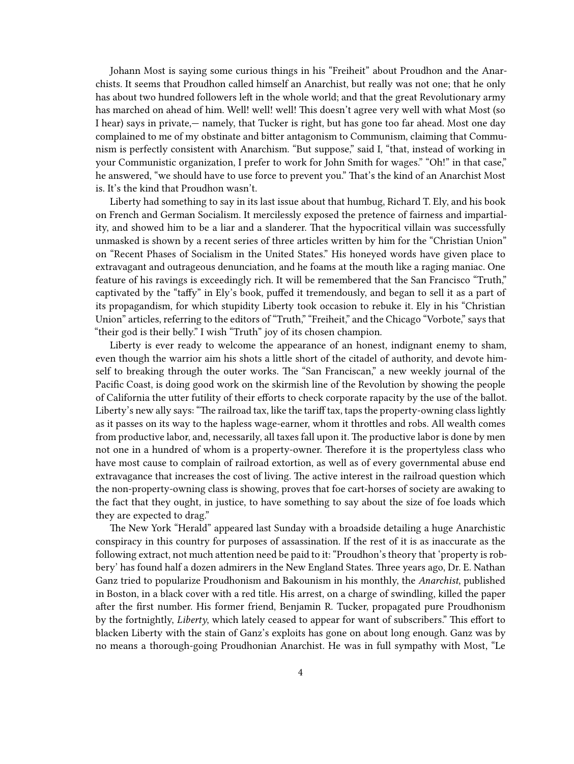Johann Most is saying some curious things in his "Freiheit" about Proudhon and the Anarchists. It seems that Proudhon called himself an Anarchist, but really was not one; that he only has about two hundred followers left in the whole world; and that the great Revolutionary army has marched on ahead of him. Well! well! well! This doesn't agree very well with what Most (so I hear) says in private,— namely, that Tucker is right, but has gone too far ahead. Most one day complained to me of my obstinate and bitter antagonism to Communism, claiming that Communism is perfectly consistent with Anarchism. "But suppose," said I, "that, instead of working in your Communistic organization, I prefer to work for John Smith for wages." "Oh!" in that case," he answered, "we should have to use force to prevent you." That's the kind of an Anarchist Most is. It's the kind that Proudhon wasn't.

Liberty had something to say in its last issue about that humbug, Richard T. Ely, and his book on French and German Socialism. It mercilessly exposed the pretence of fairness and impartiality, and showed him to be a liar and a slanderer. That the hypocritical villain was successfully unmasked is shown by a recent series of three articles written by him for the "Christian Union" on "Recent Phases of Socialism in the United States." His honeyed words have given place to extravagant and outrageous denunciation, and he foams at the mouth like a raging maniac. One feature of his ravings is exceedingly rich. It will be remembered that the San Francisco "Truth," captivated by the "taffy" in Ely's book, puffed it tremendously, and began to sell it as a part of its propagandism, for which stupidity Liberty took occasion to rebuke it. Ely in his "Christian Union" articles, referring to the editors of "Truth," "Freiheit," and the Chicago "Vorbote," says that "their god is their belly." I wish "Truth" joy of its chosen champion.

Liberty is ever ready to welcome the appearance of an honest, indignant enemy to sham, even though the warrior aim his shots a little short of the citadel of authority, and devote himself to breaking through the outer works. The "San Franciscan," a new weekly journal of the Pacific Coast, is doing good work on the skirmish line of the Revolution by showing the people of California the utter futility of their efforts to check corporate rapacity by the use of the ballot. Liberty's new ally says: "The railroad tax, like the tariff tax, taps the property-owning class lightly as it passes on its way to the hapless wage-earner, whom it throttles and robs. All wealth comes from productive labor, and, necessarily, all taxes fall upon it. The productive labor is done by men not one in a hundred of whom is a property-owner. Therefore it is the propertyless class who have most cause to complain of railroad extortion, as well as of every governmental abuse end extravagance that increases the cost of living. The active interest in the railroad question which the non-property-owning class is showing, proves that foe cart-horses of society are awaking to the fact that they ought, in justice, to have something to say about the size of foe loads which they are expected to drag."

The New York "Herald" appeared last Sunday with a broadside detailing a huge Anarchistic conspiracy in this country for purposes of assassination. If the rest of it is as inaccurate as the following extract, not much attention need be paid to it: "Proudhon's theory that 'property is robbery' has found half a dozen admirers in the New England States. Three years ago, Dr. E. Nathan Ganz tried to popularize Proudhonism and Bakounism in his monthly, the *Anarchist*, published in Boston, in a black cover with a red title. His arrest, on a charge of swindling, killed the paper after the first number. His former friend, Benjamin R. Tucker, propagated pure Proudhonism by the fortnightly, *Liberty*, which lately ceased to appear for want of subscribers." This effort to blacken Liberty with the stain of Ganz's exploits has gone on about long enough. Ganz was by no means a thorough-going Proudhonian Anarchist. He was in full sympathy with Most, "Le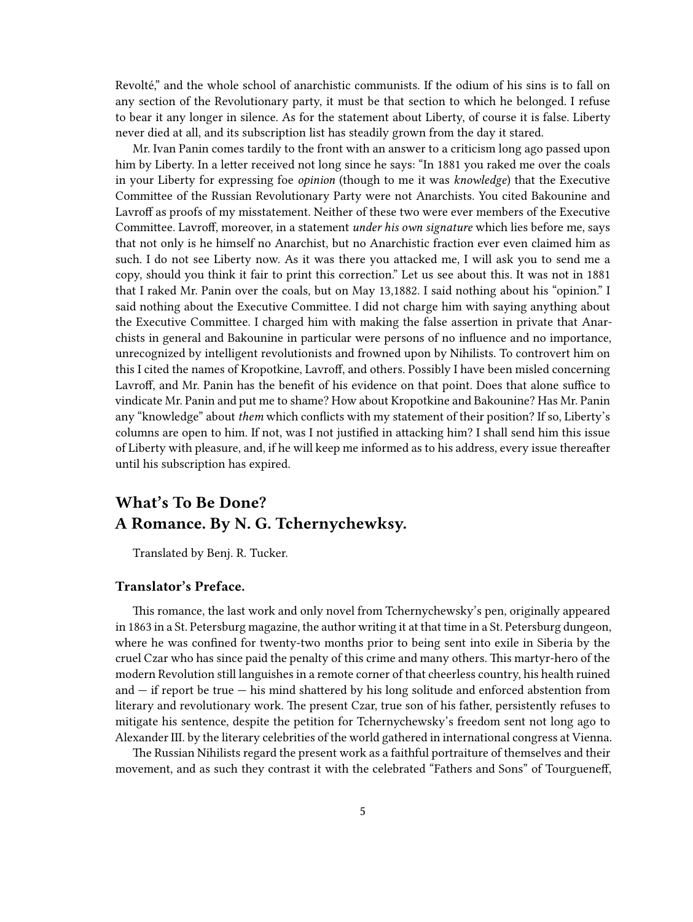Revolté," and the whole school of anarchistic communists. If the odium of his sins is to fall on any section of the Revolutionary party, it must be that section to which he belonged. I refuse to bear it any longer in silence. As for the statement about Liberty, of course it is false. Liberty never died at all, and its subscription list has steadily grown from the day it stared.

Mr. Ivan Panin comes tardily to the front with an answer to a criticism long ago passed upon him by Liberty. In a letter received not long since he says: "In 1881 you raked me over the coals in your Liberty for expressing foe *opinion* (though to me it was *knowledge*) that the Executive Committee of the Russian Revolutionary Party were not Anarchists. You cited Bakounine and Lavroff as proofs of my misstatement. Neither of these two were ever members of the Executive Committee. Lavroff, moreover, in a statement *under his own signature* which lies before me, says that not only is he himself no Anarchist, but no Anarchistic fraction ever even claimed him as such. I do not see Liberty now. As it was there you attacked me, I will ask you to send me a copy, should you think it fair to print this correction." Let us see about this. It was not in 1881 that I raked Mr. Panin over the coals, but on May 13,1882. I said nothing about his "opinion." I said nothing about the Executive Committee. I did not charge him with saying anything about the Executive Committee. I charged him with making the false assertion in private that Anarchists in general and Bakounine in particular were persons of no influence and no importance, unrecognized by intelligent revolutionists and frowned upon by Nihilists. To controvert him on this I cited the names of Kropotkine, Lavroff, and others. Possibly I have been misled concerning Lavroff, and Mr. Panin has the benefit of his evidence on that point. Does that alone suffice to vindicate Mr. Panin and put me to shame? How about Kropotkine and Bakounine? Has Mr. Panin any "knowledge" about *them* which conflicts with my statement of their position? If so, Liberty's columns are open to him. If not, was I not justified in attacking him? I shall send him this issue of Liberty with pleasure, and, if he will keep me informed as to his address, every issue thereafter until his subscription has expired.

## What's To Be Done? A Romance. By N. G. Tchernychewksy.

Translated by Benj. R. Tucker.

### Translator's Preface.

This romance, the last work and only novel from Tchernychewsky's pen, originally appeared in 1863 in a St. Petersburg magazine, the author writing it at that time in a St. Petersburg dungeon, where he was confined for twenty-two months prior to being sent into exile in Siberia by the cruel Czar who has since paid the penalty of this crime and many others. This martyr-hero of the modern Revolution still languishes in a remote corner of that cheerless country, his health ruined and — if report be true — his mind shattered by his long solitude and enforced abstention from literary and revolutionary work. The present Czar, true son of his father, persistently refuses to mitigate his sentence, despite the petition for Tchernychewsky's freedom sent not long ago to Alexander III. by the literary celebrities of the world gathered in international congress at Vienna.

The Russian Nihilists regard the present work as a faithful portraiture of themselves and their movement, and as such they contrast it with the celebrated "Fathers and Sons" of Tourgueneff,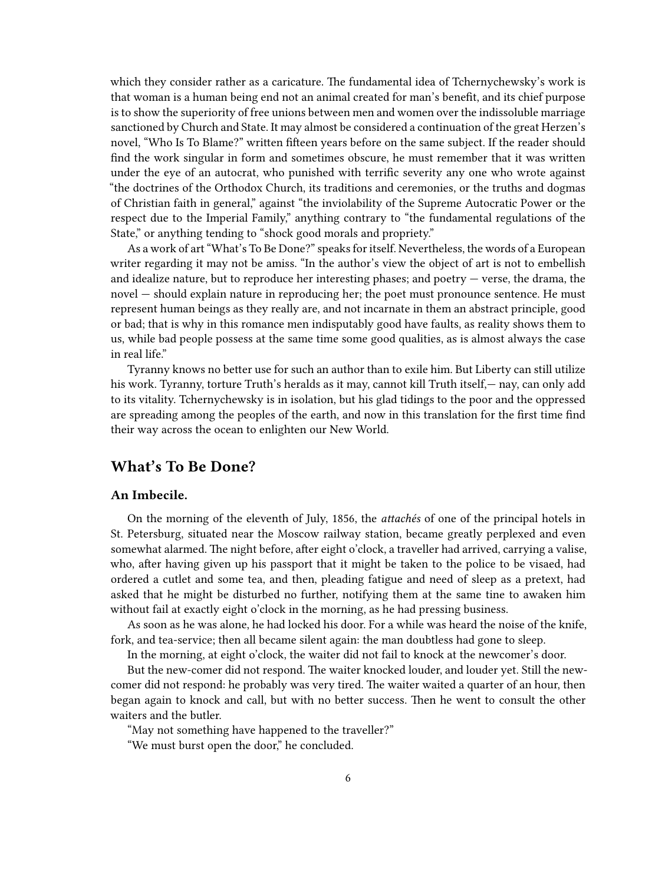which they consider rather as a caricature. The fundamental idea of Tchernychewsky's work is that woman is a human being end not an animal created for man's benefit, and its chief purpose is to show the superiority of free unions between men and women over the indissoluble marriage sanctioned by Church and State. It may almost be considered a continuation of the great Herzen's novel, "Who Is To Blame?" written fifteen years before on the same subject. If the reader should find the work singular in form and sometimes obscure, he must remember that it was written under the eye of an autocrat, who punished with terrific severity any one who wrote against "the doctrines of the Orthodox Church, its traditions and ceremonies, or the truths and dogmas of Christian faith in general," against "the inviolability of the Supreme Autocratic Power or the respect due to the Imperial Family," anything contrary to "the fundamental regulations of the State," or anything tending to "shock good morals and propriety."

As a work of art "What's To Be Done?" speaks for itself. Nevertheless, the words of a European writer regarding it may not be amiss. "In the author's view the object of art is not to embellish and idealize nature, but to reproduce her interesting phases; and poetry — verse, the drama, the novel — should explain nature in reproducing her; the poet must pronounce sentence. He must represent human beings as they really are, and not incarnate in them an abstract principle, good or bad; that is why in this romance men indisputably good have faults, as reality shows them to us, while bad people possess at the same time some good qualities, as is almost always the case in real life."

Tyranny knows no better use for such an author than to exile him. But Liberty can still utilize his work. Tyranny, torture Truth's heralds as it may, cannot kill Truth itself,— nay, can only add to its vitality. Tchernychewsky is in isolation, but his glad tidings to the poor and the oppressed are spreading among the peoples of the earth, and now in this translation for the first time find their way across the ocean to enlighten our New World.

## What's To Be Done?

### An Imbecile.

On the morning of the eleventh of July, 1856, the *attachés* of one of the principal hotels in St. Petersburg, situated near the Moscow railway station, became greatly perplexed and even somewhat alarmed. The night before, after eight o'clock, a traveller had arrived, carrying a valise, who, after having given up his passport that it might be taken to the police to be visaed, had ordered a cutlet and some tea, and then, pleading fatigue and need of sleep as a pretext, had asked that he might be disturbed no further, notifying them at the same tine to awaken him without fail at exactly eight o'clock in the morning, as he had pressing business.

As soon as he was alone, he had locked his door. For a while was heard the noise of the knife, fork, and tea-service; then all became silent again: the man doubtless had gone to sleep.

In the morning, at eight o'clock, the waiter did not fail to knock at the newcomer's door.

But the new-comer did not respond. The waiter knocked louder, and louder yet. Still the new-comer did not respond: he probably was very tired. The waiter waited a quarter of an hour, then began again to knock and call, but with no better success. Then he went to consult the other waiters and the butler.

"May not something have happened to the traveller?"

"We must burst open the door," he concluded.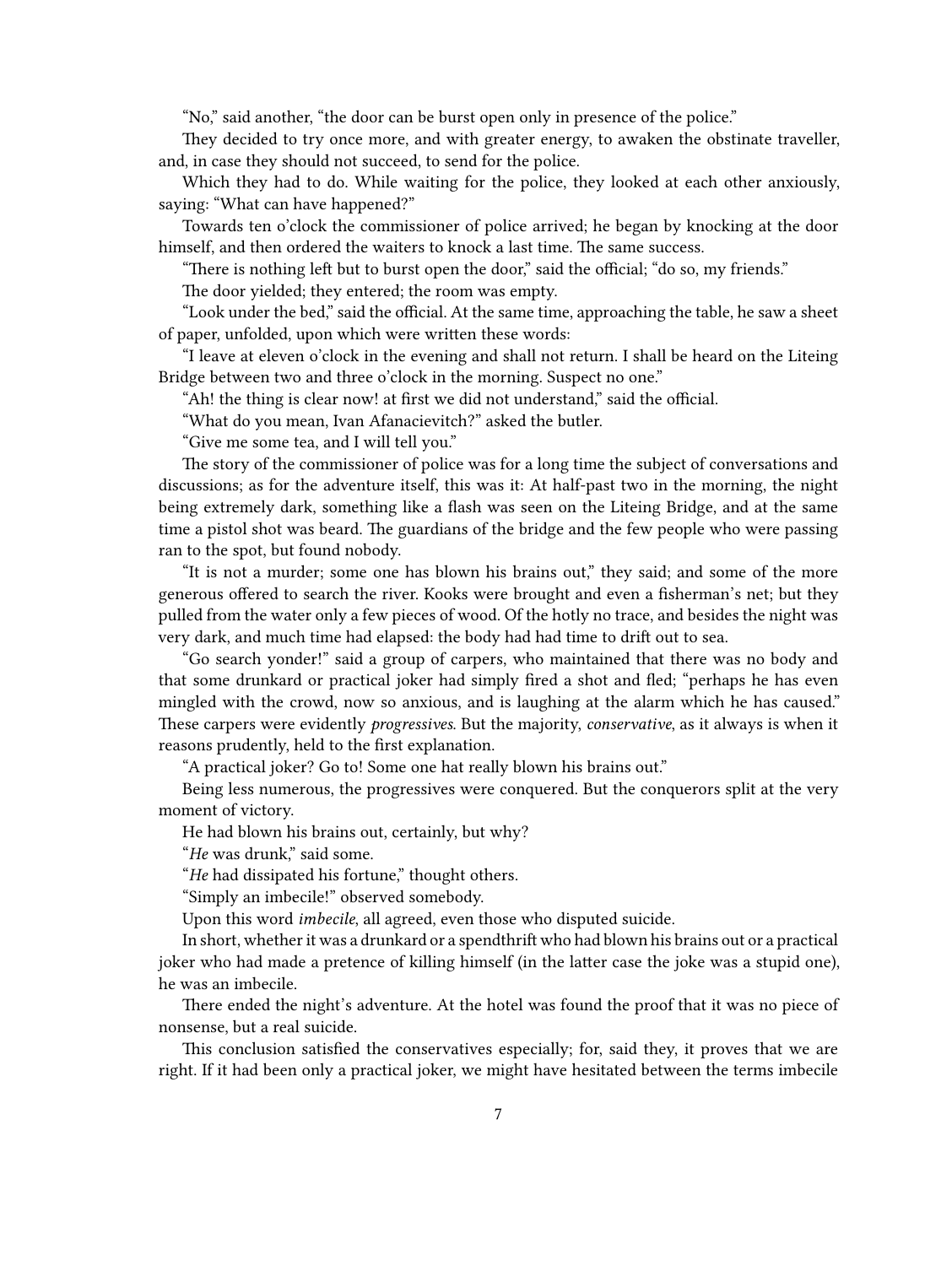"No," said another, "the door can be burst open only in presence of the police."

They decided to try once more, and with greater energy, to awaken the obstinate traveller, and, in case they should not succeed, to send for the police.

Which they had to do. While waiting for the police, they looked at each other anxiously, saying: "What can have happened?"

Towards ten o'clock the commissioner of police arrived; he began by knocking at the door himself, and then ordered the waiters to knock a last time. The same success.

"There is nothing left but to burst open the door," said the official; "do so, my friends."

The door yielded; they entered; the room was empty.

"Look under the bed," said the official. At the same time, approaching the table, he saw a sheet of paper, unfolded, upon which were written these words:

"I leave at eleven o'clock in the evening and shall not return. I shall be heard on the Liteing Bridge between two and three o'clock in the morning. Suspect no one."

"Ah! the thing is clear now! at first we did not understand," said the official.

"What do you mean, Ivan Afanacievitch?" asked the butler.

"Give me some tea, and I will tell you."

The story of the commissioner of police was for a long time the subject of conversations and discussions; as for the adventure itself, this was it: At half-past two in the morning, the night being extremely dark, something like a flash was seen on the Liteing Bridge, and at the same time a pistol shot was beard. The guardians of the bridge and the few people who were passing ran to the spot, but found nobody.

"It is not a murder; some one has blown his brains out," they said; and some of the more generous offered to search the river. Kooks were brought and even a fisherman's net; but they pulled from the water only a few pieces of wood. Of the hotly no trace, and besides the night was very dark, and much time had elapsed: the body had had time to drift out to sea.

"Go search yonder!" said a group of carpers, who maintained that there was no body and that some drunkard or practical joker had simply fired a shot and fled; "perhaps he has even mingled with the crowd, now so anxious, and is laughing at the alarm which he has caused." These carpers were evidently *progressives*. But the majority, *conservative*, as it always is when it reasons prudently, held to the first explanation.

"A practical joker? Go to! Some one hat really blown his brains out."

Being less numerous, the progressives were conquered. But the conquerors split at the very moment of victory.

He had blown his brains out, certainly, but why?

"*He* was drunk," said some.

"*He* had dissipated his fortune," thought others.

"Simply an imbecile!" observed somebody.

Upon this word *imbecile*, all agreed, even those who disputed suicide.

In short, whether it was a drunkard or a spendthrift who had blown his brains out or a practical joker who had made a pretence of killing himself (in the latter case the joke was a stupid one), he was an imbecile.

There ended the night's adventure. At the hotel was found the proof that it was no piece of nonsense, but a real suicide.

This conclusion satisfied the conservatives especially; for, said they, it proves that we are right. If it had been only a practical joker, we might have hesitated between the terms imbecile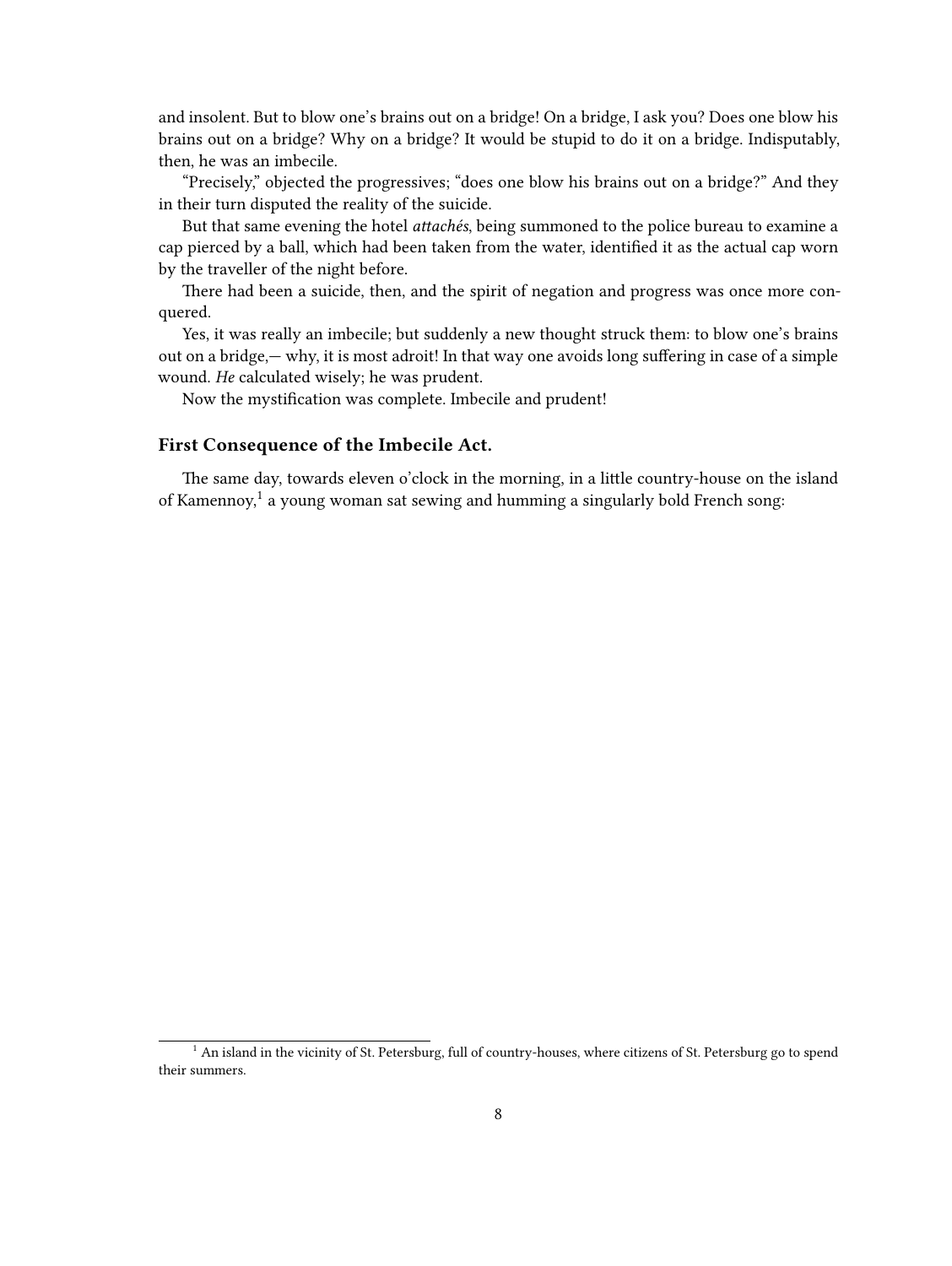and insolent. But to blow one's brains out on a bridge! On a bridge, I ask you? Does one blow his brains out on a bridge? Why on a bridge? It would be stupid to do it on a bridge. Indisputably, then, he was an imbecile.

"Precisely," objected the progressives; "does one blow his brains out on a bridge?" And they in their turn disputed the reality of the suicide.

But that same evening the hotel *attachés*, being summoned to the police bureau to examine a cap pierced by a ball, which had been taken from the water, identified it as the actual cap worn by the traveller of the night before.

There had been a suicide, then, and the spirit of negation and progress was once more conquered.

Yes, it was really an imbecile; but suddenly a new thought struck them: to blow one's brains out on a bridge,— why, it is most adroit! In that way one avoids long suffering in case of a simple wound. *He* calculated wisely; he was prudent.

Now the mystification was complete. Imbecile and prudent!

### First Consequence of the Imbecile Act.

The same day, towards eleven o'clock in the morning, in a little country-house on the island of Kamennoy,[1] a young woman sat sewing and humming a singularly bold French song:

[1] An island in the vicinity of St. Petersburg, full of country-houses, where citizens of St. Petersburg go to spend their summers.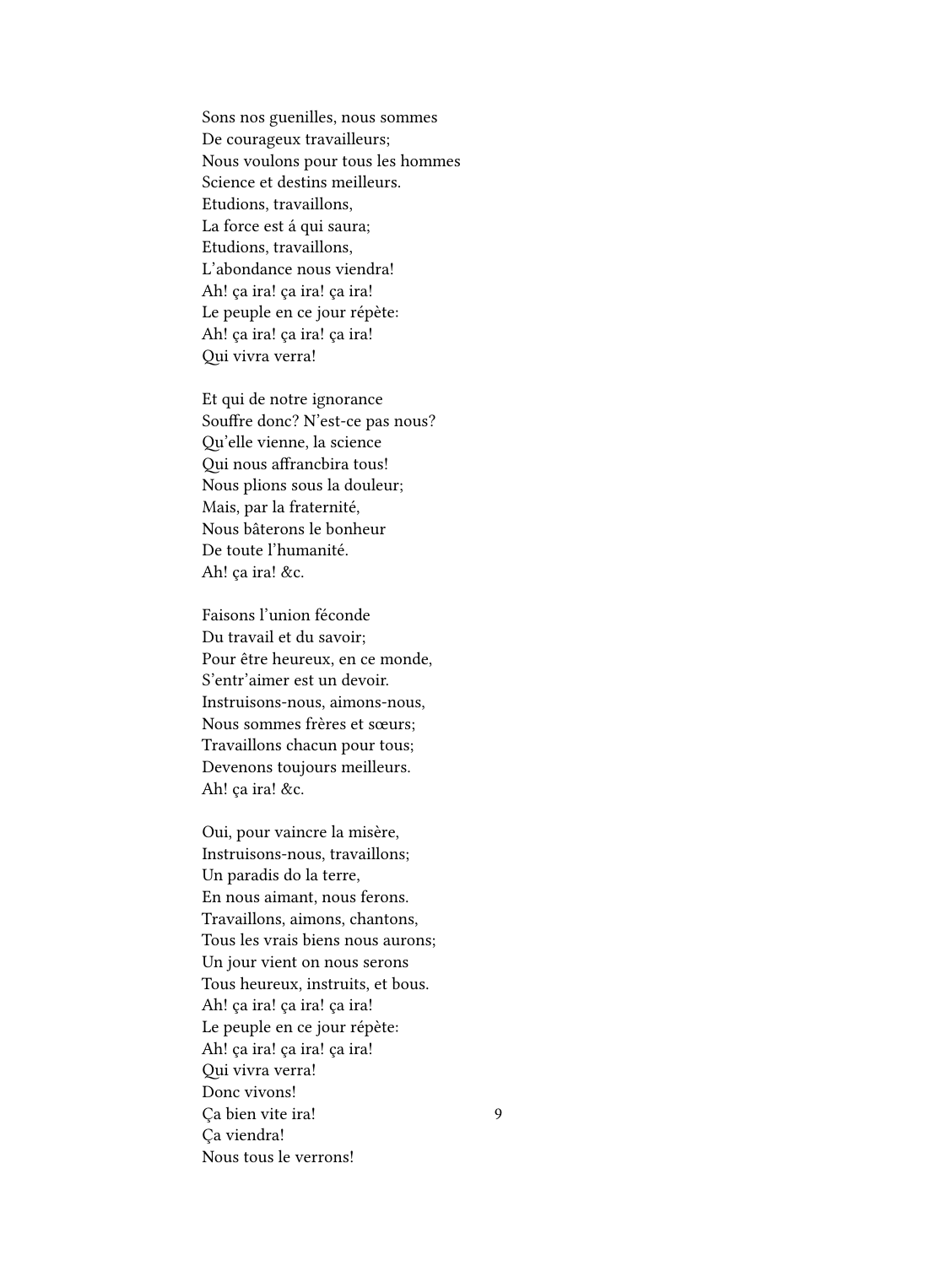Sons nos guenilles, nous sommes
De courageux travailleurs;
Nous voulons pour tous les hommes
Science et destins meilleurs.
Etudions, travaillons,
La force est á qui saura;
Etudions, travaillons,
L'abondance nous viendra!
Ah! ça ira! ça ira! ça ira!
Le peuple en ce jour répète:
Ah! ça ira! ça ira! ça ira!
Qui vivra verra!

Et qui de notre ignorance
Souffre donc? N'est-ce pas nous?
Qu'elle vienne, la science
Qui nous affrancbira tous!
Nous plions sous la douleur;
Mais, par la fraternité,
Nous bâterons le bonheur
De toute l'humanité.
Ah! ça ira! &c.

Faisons l'union féconde
Du travail et du savoir;
Pour être heureux, en ce monde,
S'entr'aimer est un devoir.
Instruisons-nous, aimons-nous,
Nous sommes frères et sœurs;
Travaillons chacun pour tous;
Devenons toujours meilleurs.
Ah! ça ira! &c.

Oui, pour vaincre la misère,
Instruisons-nous, travaillons;
Un paradis do la terre,
En nous aimant, nous ferons.
Travaillons, aimons, chantons,
Tous les vrais biens nous aurons;
Un jour vient on nous serons
Tous heureux, instruits, et bous.
Ah! ça ira! ça ira! ça ira!
Le peuple en ce jour répète:
Ah! ça ira! ça ira! ça ira!
Qui vivra verra!
Donc vivons!
Ça bien vite ira!
Ça viendra!
Nous tous le verrons!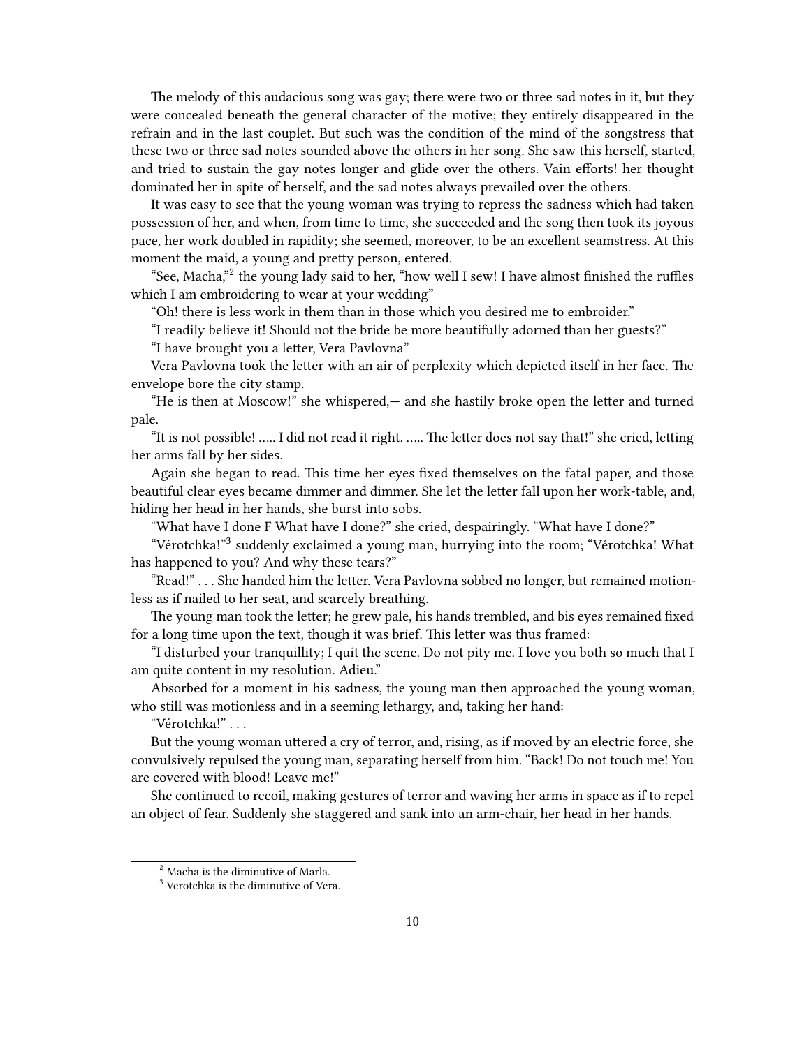The melody of this audacious song was gay; there were two or three sad notes in it, but they were concealed beneath the general character of the motive; they entirely disappeared in the refrain and in the last couplet. But such was the condition of the mind of the songstress that these two or three sad notes sounded above the others in her song. She saw this herself, started, and tried to sustain the gay notes longer and glide over the others. Vain efforts! her thought dominated her in spite of herself, and the sad notes always prevailed over the others.

It was easy to see that the young woman was trying to repress the sadness which had taken possession of her, and when, from time to time, she succeeded and the song then took its joyous pace, her work doubled in rapidity; she seemed, moreover, to be an excellent seamstress. At this moment the maid, a young and pretty person, entered.

"See, Macha,"[2] the young lady said to her, "how well I sew! I have almost finished the ruffles which I am embroidering to wear at your wedding"

"Oh! there is less work in them than in those which you desired me to embroider."

"I readily believe it! Should not the bride be more beautifully adorned than her guests?"

"I have brought you a letter, Vera Pavlovna"

Vera Pavlovna took the letter with an air of perplexity which depicted itself in her face. The envelope bore the city stamp.

"He is then at Moscow!" she whispered,— and she hastily broke open the letter and turned pale.

"It is not possible! ….. I did not read it right. ….. The letter does not say that!" she cried, letting her arms fall by her sides.

Again she began to read. This time her eyes fixed themselves on the fatal paper, and those beautiful clear eyes became dimmer and dimmer. She let the letter fall upon her work-table, and, hiding her head in her hands, she burst into sobs.

"What have I done F What have I done?" she cried, despairingly. "What have I done?"

"Vérotchka!"[3] suddenly exclaimed a young man, hurrying into the room; "Vérotchka! What has happened to you? And why these tears?"

"Read!" . . . She handed him the letter. Vera Pavlovna sobbed no longer, but remained motionless as if nailed to her seat, and scarcely breathing.

The young man took the letter; he grew pale, his hands trembled, and bis eyes remained fixed for a long time upon the text, though it was brief. This letter was thus framed:

"I disturbed your tranquillity; I quit the scene. Do not pity me. I love you both so much that I am quite content in my resolution. Adieu."

Absorbed for a moment in his sadness, the young man then approached the young woman, who still was motionless and in a seeming lethargy, and, taking her hand:

"Vérotchka!" . . .

But the young woman uttered a cry of terror, and, rising, as if moved by an electric force, she convulsively repulsed the young man, separating herself from him. "Back! Do not touch me! You are covered with blood! Leave me!"

She continued to recoil, making gestures of terror and waving her arms in space as if to repel an object of fear. Suddenly she staggered and sank into an arm-chair, her head in her hands.

---

[2] Macha is the diminutive of Marla.

[3] Verotchka is the diminutive of Vera.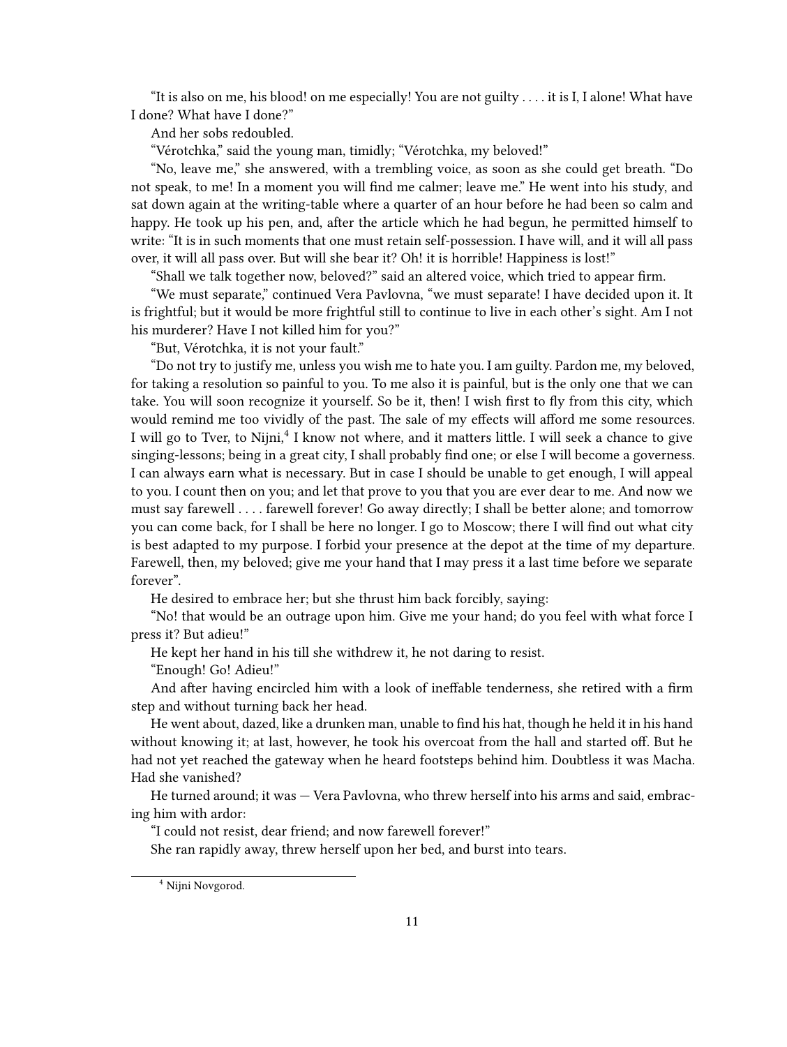"It is also on me, his blood! on me especially! You are not guilty . . . . it is I, I alone! What have I done? What have I done?"

And her sobs redoubled.

"Vérotchka," said the young man, timidly; "Vérotchka, my beloved!"

"No, leave me," she answered, with a trembling voice, as soon as she could get breath. "Do not speak, to me! In a moment you will find me calmer; leave me." He went into his study, and sat down again at the writing-table where a quarter of an hour before he had been so calm and happy. He took up his pen, and, after the article which he had begun, he permitted himself to write: "It is in such moments that one must retain self-possession. I have will, and it will all pass over, it will all pass over. But will she bear it? Oh! it is horrible! Happiness is lost!"

"Shall we talk together now, beloved?" said an altered voice, which tried to appear firm.

"We must separate," continued Vera Pavlovna, "we must separate! I have decided upon it. It is frightful; but it would be more frightful still to continue to live in each other's sight. Am I not his murderer? Have I not killed him for you?"

"But, Vérotchka, it is not your fault."

"Do not try to justify me, unless you wish me to hate you. I am guilty. Pardon me, my beloved, for taking a resolution so painful to you. To me also it is painful, but is the only one that we can take. You will soon recognize it yourself. So be it, then! I wish first to fly from this city, which would remind me too vividly of the past. The sale of my effects will afford me some resources. I will go to Tver, to Nijni,[4] I know not where, and it matters little. I will seek a chance to give singing-lessons; being in a great city, I shall probably find one; or else I will become a governess. I can always earn what is necessary. But in case I should be unable to get enough, I will appeal to you. I count then on you; and let that prove to you that you are ever dear to me. And now we must say farewell . . . . farewell forever! Go away directly; I shall be better alone; and tomorrow you can come back, for I shall be here no longer. I go to Moscow; there I will find out what city is best adapted to my purpose. I forbid your presence at the depot at the time of my departure. Farewell, then, my beloved; give me your hand that I may press it a last time before we separate forever".

He desired to embrace her; but she thrust him back forcibly, saying:

"No! that would be an outrage upon him. Give me your hand; do you feel with what force I press it? But adieu!"

He kept her hand in his till she withdrew it, he not daring to resist.

"Enough! Go! Adieu!"

And after having encircled him with a look of ineffable tenderness, she retired with a firm step and without turning back her head.

He went about, dazed, like a drunken man, unable to find his hat, though he held it in his hand without knowing it; at last, however, he took his overcoat from the hall and started off. But he had not yet reached the gateway when he heard footsteps behind him. Doubtless it was Macha. Had she vanished?

He turned around; it was — Vera Pavlovna, who threw herself into his arms and said, embracing him with ardor:

"I could not resist, dear friend; and now farewell forever!"

She ran rapidly away, threw herself upon her bed, and burst into tears.

---

[4] Nijni Novgorod.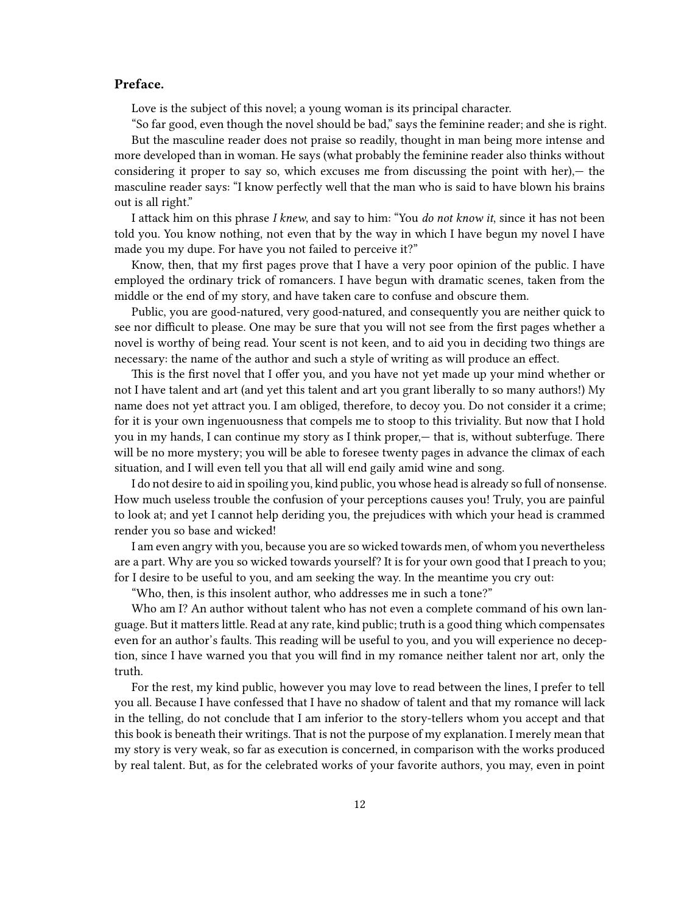### Preface.

Love is the subject of this novel; a young woman is its principal character.

"So far good, even though the novel should be bad," says the feminine reader; and she is right.

But the masculine reader does not praise so readily, thought in man being more intense and more developed than in woman. He says (what probably the feminine reader also thinks without considering it proper to say so, which excuses me from discussing the point with her),— the masculine reader says: "I know perfectly well that the man who is said to have blown his brains out is all right."

I attack him on this phrase *I knew*, and say to him: "You *do not know it*, since it has not been told you. You know nothing, not even that by the way in which I have begun my novel I have made you my dupe. For have you not failed to perceive it?"

Know, then, that my first pages prove that I have a very poor opinion of the public. I have employed the ordinary trick of romancers. I have begun with dramatic scenes, taken from the middle or the end of my story, and have taken care to confuse and obscure them.

Public, you are good-natured, very good-natured, and consequently you are neither quick to see nor difficult to please. One may be sure that you will not see from the first pages whether a novel is worthy of being read. Your scent is not keen, and to aid you in deciding two things are necessary: the name of the author and such a style of writing as will produce an effect.

This is the first novel that I offer you, and you have not yet made up your mind whether or not I have talent and art (and yet this talent and art you grant liberally to so many authors!) My name does not yet attract you. I am obliged, therefore, to decoy you. Do not consider it a crime; for it is your own ingenuousness that compels me to stoop to this triviality. But now that I hold you in my hands, I can continue my story as I think proper,— that is, without subterfuge. There will be no more mystery; you will be able to foresee twenty pages in advance the climax of each situation, and I will even tell you that all will end gaily amid wine and song.

I do not desire to aid in spoiling you, kind public, you whose head is already so full of nonsense. How much useless trouble the confusion of your perceptions causes you! Truly, you are painful to look at; and yet I cannot help deriding you, the prejudices with which your head is crammed render you so base and wicked!

I am even angry with you, because you are so wicked towards men, of whom you nevertheless are a part. Why are you so wicked towards yourself? It is for your own good that I preach to you; for I desire to be useful to you, and am seeking the way. In the meantime you cry out:

"Who, then, is this insolent author, who addresses me in such a tone?"

Who am I? An author without talent who has not even a complete command of his own language. But it matters little. Read at any rate, kind public; truth is a good thing which compensates even for an author's faults. This reading will be useful to you, and you will experience no deception, since I have warned you that you will find in my romance neither talent nor art, only the truth.

For the rest, my kind public, however you may love to read between the lines, I prefer to tell you all. Because I have confessed that I have no shadow of talent and that my romance will lack in the telling, do not conclude that I am inferior to the story-tellers whom you accept and that this book is beneath their writings. That is not the purpose of my explanation. I merely mean that my story is very weak, so far as execution is concerned, in comparison with the works produced by real talent. But, as for the celebrated works of your favorite authors, you may, even in point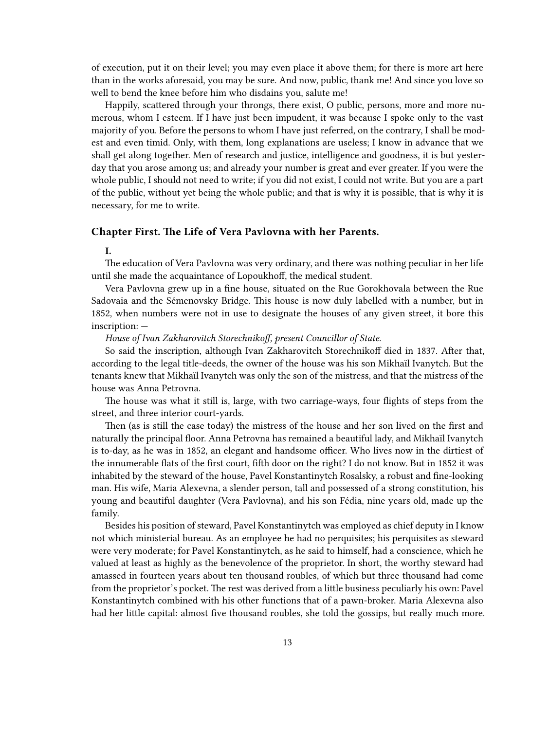of execution, put it on their level; you may even place it above them; for there is more art here than in the works aforesaid, you may be sure. And now, public, thank me! And since you love so well to bend the knee before him who disdains you, salute me!

Happily, scattered through your throngs, there exist, O public, persons, more and more numerous, whom I esteem. If I have just been impudent, it was because I spoke only to the vast majority of you. Before the persons to whom I have just referred, on the contrary, I shall be modest and even timid. Only, with them, long explanations are useless; I know in advance that we shall get along together. Men of research and justice, intelligence and goodness, it is but yesterday that you arose among us; and already your number is great and ever greater. If you were the whole public, I should not need to write; if you did not exist, I could not write. But you are a part of the public, without yet being the whole public; and that is why it is possible, that is why it is necessary, for me to write.

### Chapter First. The Life of Vera Pavlovna with her Parents.

**I.**

The education of Vera Pavlovna was very ordinary, and there was nothing peculiar in her life until she made the acquaintance of Lopoukhoff, the medical student.

Vera Pavlovna grew up in a fine house, situated on the Rue Gorokhovala between the Rue Sadovaia and the Sémenovsky Bridge. This house is now duly labelled with a number, but in 1852, when numbers were not in use to designate the houses of any given street, it bore this inscription: —

*House of Ivan Zakharovitch Storechnikoff, present Councillor of State.*

So said the inscription, although Ivan Zakharovitch Storechnikoff died in 1837. After that, according to the legal title-deeds, the owner of the house was his son Mikhaïl Ivanytch. But the tenants knew that Mikhaïl Ivanytch was only the son of the mistress, and that the mistress of the house was Anna Petrovna.

The house was what it still is, large, with two carriage-ways, four flights of steps from the street, and three interior court-yards.

Then (as is still the case today) the mistress of the house and her son lived on the first and naturally the principal floor. Anna Petrovna has remained a beautiful lady, and Mikhaïl Ivanytch is to-day, as he was in 1852, an elegant and handsome officer. Who lives now in the dirtiest of the innumerable flats of the first court, fifth door on the right? I do not know. But in 1852 it was inhabited by the steward of the house, Pavel Konstantinytch Rosalsky, a robust and fine-looking man. His wife, Maria Alexevna, a slender person, tall and possessed of a strong constitution, his young and beautiful daughter (Vera Pavlovna), and his son Fédia, nine years old, made up the family.

Besides his position of steward, Pavel Konstantinytch was employed as chief deputy in I know not which ministerial bureau. As an employee he had no perquisites; his perquisites as steward were very moderate; for Pavel Konstantinytch, as he said to himself, had a conscience, which he valued at least as highly as the benevolence of the proprietor. In short, the worthy steward had amassed in fourteen years about ten thousand roubles, of which but three thousand had come from the proprietor's pocket. The rest was derived from a little business peculiarly his own: Pavel Konstantinytch combined with his other functions that of a pawn-broker. Maria Alexevna also had her little capital: almost five thousand roubles, she told the gossips, but really much more.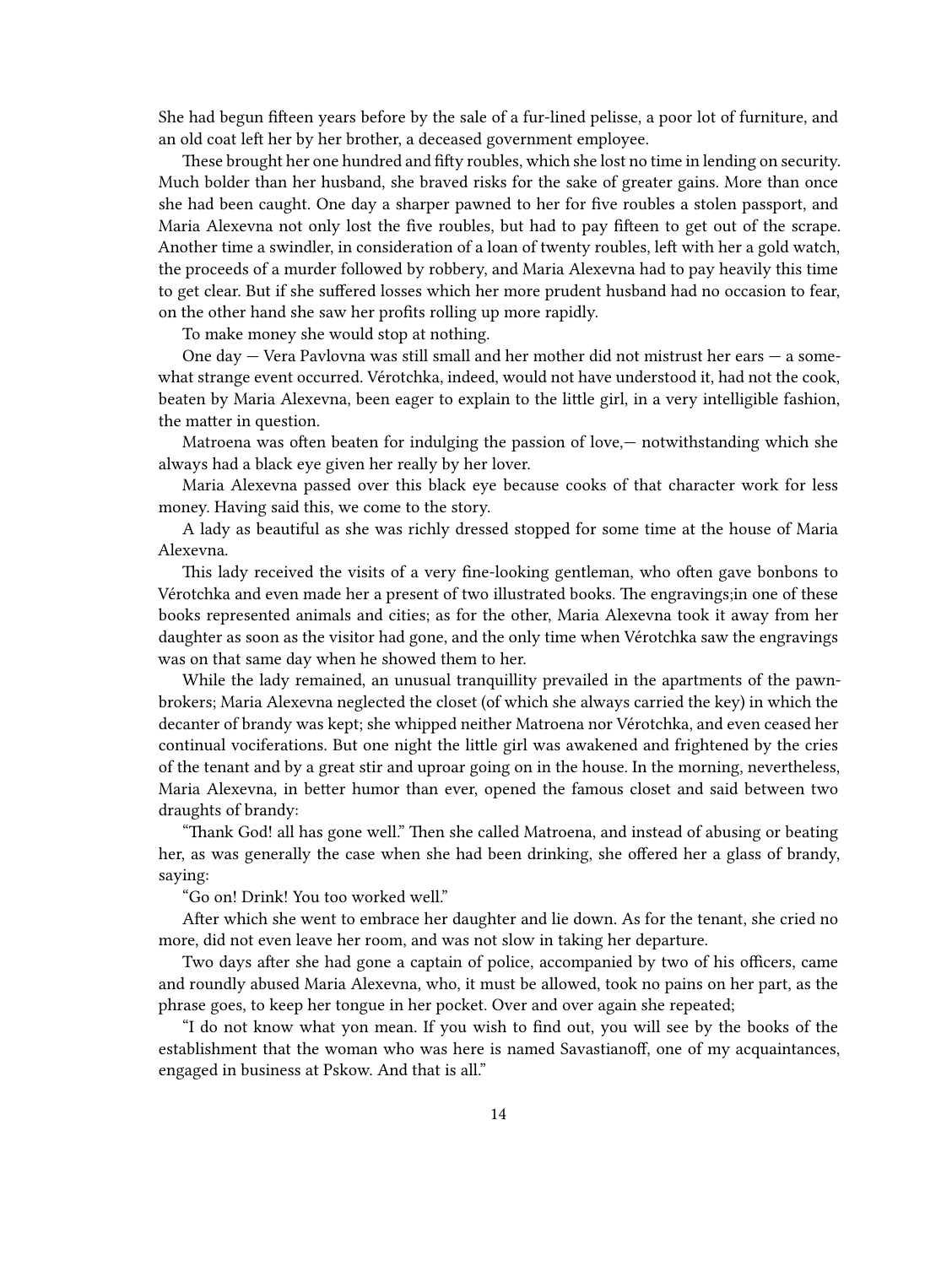She had begun fifteen years before by the sale of a fur-lined pelisse, a poor lot of furniture, and an old coat left her by her brother, a deceased government employee.

These brought her one hundred and fifty roubles, which she lost no time in lending on security. Much bolder than her husband, she braved risks for the sake of greater gains. More than once she had been caught. One day a sharper pawned to her for five roubles a stolen passport, and Maria Alexevna not only lost the five roubles, but had to pay fifteen to get out of the scrape. Another time a swindler, in consideration of a loan of twenty roubles, left with her a gold watch, the proceeds of a murder followed by robbery, and Maria Alexevna had to pay heavily this time to get clear. But if she suffered losses which her more prudent husband had no occasion to fear, on the other hand she saw her profits rolling up more rapidly.

To make money she would stop at nothing.

One day — Vera Pavlovna was still small and her mother did not mistrust her ears — a somewhat strange event occurred. Vérotchka, indeed, would not have understood it, had not the cook, beaten by Maria Alexevna, been eager to explain to the little girl, in a very intelligible fashion, the matter in question.

Matroena was often beaten for indulging the passion of love,— notwithstanding which she always had a black eye given her really by her lover.

Maria Alexevna passed over this black eye because cooks of that character work for less money. Having said this, we come to the story.

A lady as beautiful as she was richly dressed stopped for some time at the house of Maria Alexevna.

This lady received the visits of a very fine-looking gentleman, who often gave bonbons to Vérotchka and even made her a present of two illustrated books. The engravings;in one of these books represented animals and cities; as for the other, Maria Alexevna took it away from her daughter as soon as the visitor had gone, and the only time when Vérotchka saw the engravings was on that same day when he showed them to her.

While the lady remained, an unusual tranquillity prevailed in the apartments of the pawnbrokers; Maria Alexevna neglected the closet (of which she always carried the key) in which the decanter of brandy was kept; she whipped neither Matroena nor Vérotchka, and even ceased her continual vociferations. But one night the little girl was awakened and frightened by the cries of the tenant and by a great stir and uproar going on in the house. In the morning, nevertheless, Maria Alexevna, in better humor than ever, opened the famous closet and said between two draughts of brandy:

"Thank God! all has gone well." Then she called Matroena, and instead of abusing or beating her, as was generally the case when she had been drinking, she offered her a glass of brandy, saying:

"Go on! Drink! You too worked well."

After which she went to embrace her daughter and lie down. As for the tenant, she cried no more, did not even leave her room, and was not slow in taking her departure.

Two days after she had gone a captain of police, accompanied by two of his officers, came and roundly abused Maria Alexevna, who, it must be allowed, took no pains on her part, as the phrase goes, to keep her tongue in her pocket. Over and over again she repeated;

"I do not know what yon mean. If you wish to find out, you will see by the books of the establishment that the woman who was here is named Savastianoff, one of my acquaintances, engaged in business at Pskow. And that is all."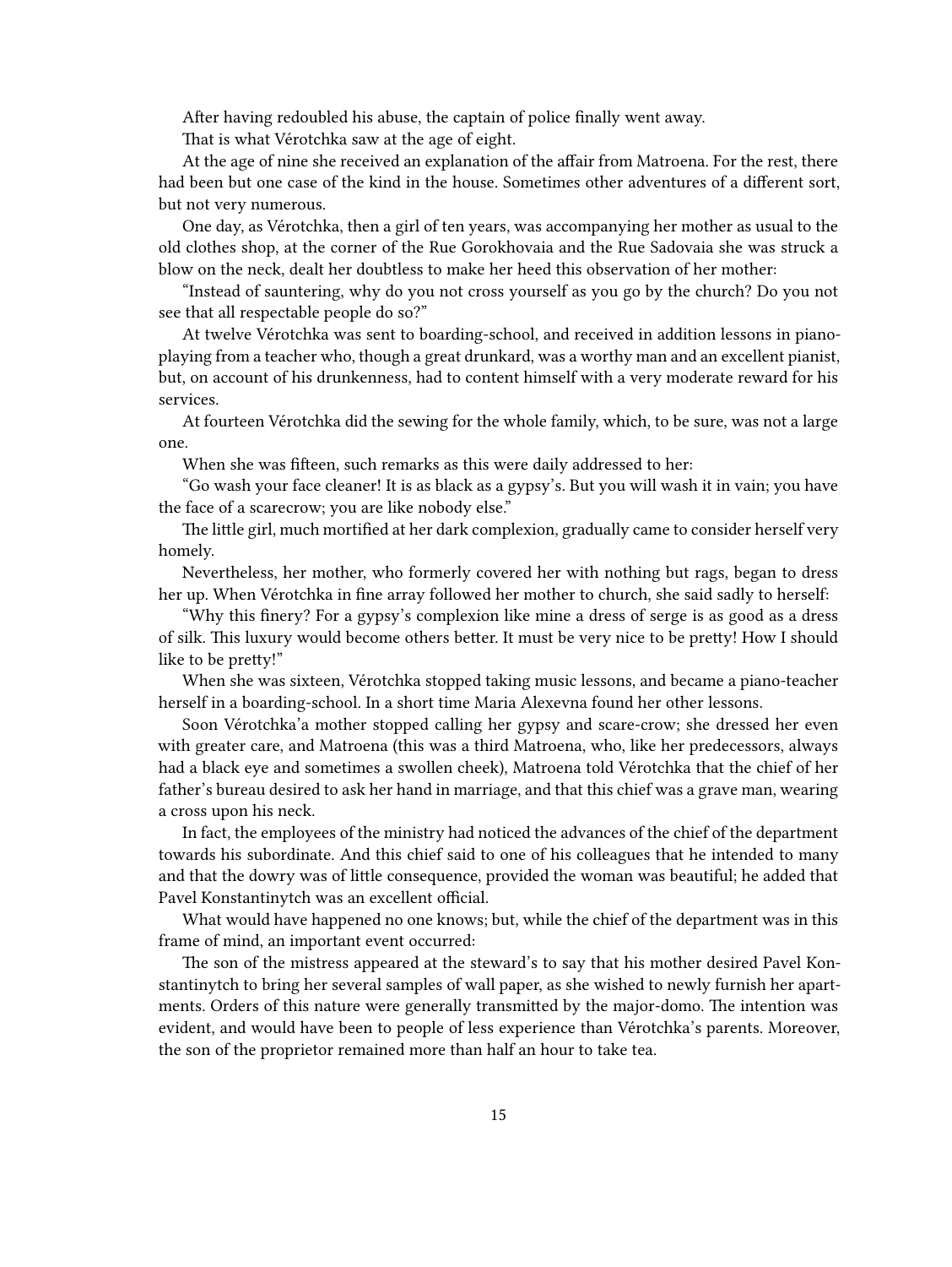After having redoubled his abuse, the captain of police finally went away.

That is what Vérotchka saw at the age of eight.

At the age of nine she received an explanation of the affair from Matroena. For the rest, there had been but one case of the kind in the house. Sometimes other adventures of a different sort, but not very numerous.

One day, as Vérotchka, then a girl of ten years, was accompanying her mother as usual to the old clothes shop, at the corner of the Rue Gorokhovaia and the Rue Sadovaia she was struck a blow on the neck, dealt her doubtless to make her heed this observation of her mother:

"Instead of sauntering, why do you not cross yourself as you go by the church? Do you not see that all respectable people do so?"

At twelve Vérotchka was sent to boarding-school, and received in addition lessons in piano-playing from a teacher who, though a great drunkard, was a worthy man and an excellent pianist, but, on account of his drunkenness, had to content himself with a very moderate reward for his services.

At fourteen Vérotchka did the sewing for the whole family, which, to be sure, was not a large one.

When she was fifteen, such remarks as this were daily addressed to her:

"Go wash your face cleaner! It is as black as a gypsy's. But you will wash it in vain; you have the face of a scarecrow; you are like nobody else."

The little girl, much mortified at her dark complexion, gradually came to consider herself very homely.

Nevertheless, her mother, who formerly covered her with nothing but rags, began to dress her up. When Vérotchka in fine array followed her mother to church, she said sadly to herself:

"Why this finery? For a gypsy's complexion like mine a dress of serge is as good as a dress of silk. This luxury would become others better. It must be very nice to be pretty! How I should like to be pretty!"

When she was sixteen, Vérotchka stopped taking music lessons, and became a piano-teacher herself in a boarding-school. In a short time Maria Alexevna found her other lessons.

Soon Vérotchka'a mother stopped calling her gypsy and scare-crow; she dressed her even with greater care, and Matroena (this was a third Matroena, who, like her predecessors, always had a black eye and sometimes a swollen cheek), Matroena told Vérotchka that the chief of her father's bureau desired to ask her hand in marriage, and that this chief was a grave man, wearing a cross upon his neck.

In fact, the employees of the ministry had noticed the advances of the chief of the department towards his subordinate. And this chief said to one of his colleagues that he intended to many and that the dowry was of little consequence, provided the woman was beautiful; he added that Pavel Konstantinytch was an excellent official.

What would have happened no one knows; but, while the chief of the department was in this frame of mind, an important event occurred:

The son of the mistress appeared at the steward's to say that his mother desired Pavel Konstantinytch to bring her several samples of wall paper, as she wished to newly furnish her apartments. Orders of this nature were generally transmitted by the major-domo. The intention was evident, and would have been to people of less experience than Vérotchka's parents. Moreover, the son of the proprietor remained more than half an hour to take tea.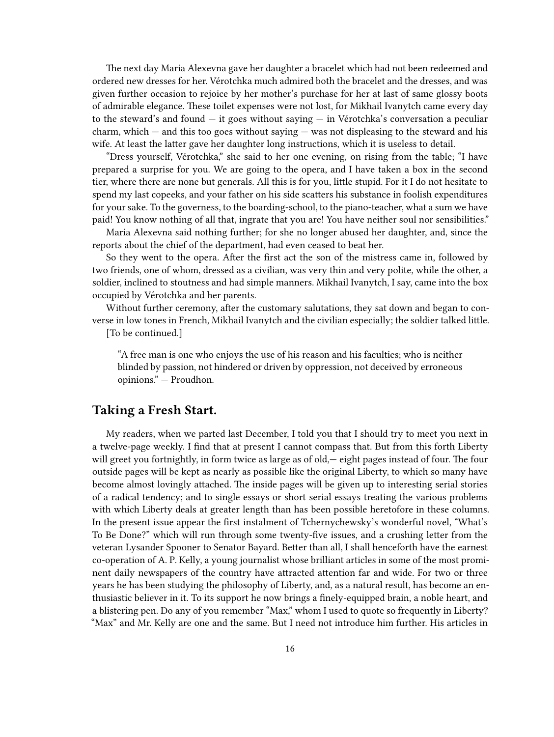The next day Maria Alexevna gave her daughter a bracelet which had not been redeemed and ordered new dresses for her. Vérotchka much admired both the bracelet and the dresses, and was given further occasion to rejoice by her mother's purchase for her at last of same glossy boots of admirable elegance. These toilet expenses were not lost, for Mikhail Ivanytch came every day to the steward's and found — it goes without saying — in Vérotchka's conversation a peculiar charm, which — and this too goes without saying — was not displeasing to the steward and his wife. At least the latter gave her daughter long instructions, which it is useless to detail.

"Dress yourself, Vérotchka," she said to her one evening, on rising from the table; "I have prepared a surprise for you. We are going to the opera, and I have taken a box in the second tier, where there are none but generals. All this is for you, little stupid. For it I do not hesitate to spend my last copeeks, and your father on his side scatters his substance in foolish expenditures for your sake. To the governess, to the boarding-school, to the piano-teacher, what a sum we have paid! You know nothing of all that, ingrate that you are! You have neither soul nor sensibilities."

Maria Alexevna said nothing further; for she no longer abused her daughter, and, since the reports about the chief of the department, had even ceased to beat her.

So they went to the opera. After the first act the son of the mistress came in, followed by two friends, one of whom, dressed as a civilian, was very thin and very polite, while the other, a soldier, inclined to stoutness and had simple manners. Mikhail Ivanytch, I say, came into the box occupied by Vérotchka and her parents.

Without further ceremony, after the customary salutations, they sat down and began to converse in low tones in French, Mikhail Ivanytch and the civilian especially; the soldier talked little.

[To be continued.]

> "A free man is one who enjoys the use of his reason and his faculties; who is neither blinded by passion, not hindered or driven by oppression, not deceived by erroneous opinions." — Proudhon.

## Taking a Fresh Start.

My readers, when we parted last December, I told you that I should try to meet you next in a twelve-page weekly. I find that at present I cannot compass that. But from this forth Liberty will greet you fortnightly, in form twice as large as of old,— eight pages instead of four. The four outside pages will be kept as nearly as possible like the original Liberty, to which so many have become almost lovingly attached. The inside pages will be given up to interesting serial stories of a radical tendency; and to single essays or short serial essays treating the various problems with which Liberty deals at greater length than has been possible heretofore in these columns. In the present issue appear the first instalment of Tchernychewsky's wonderful novel, "What's To Be Done?" which will run through some twenty-five issues, and a crushing letter from the veteran Lysander Spooner to Senator Bayard. Better than all, I shall henceforth have the earnest co-operation of A. P. Kelly, a young journalist whose brilliant articles in some of the most prominent daily newspapers of the country have attracted attention far and wide. For two or three years he has been studying the philosophy of Liberty, and, as a natural result, has become an enthusiastic believer in it. To its support he now brings a finely-equipped brain, a noble heart, and a blistering pen. Do any of you remember "Max," whom I used to quote so frequently in Liberty? "Max" and Mr. Kelly are one and the same. But I need not introduce him further. His articles in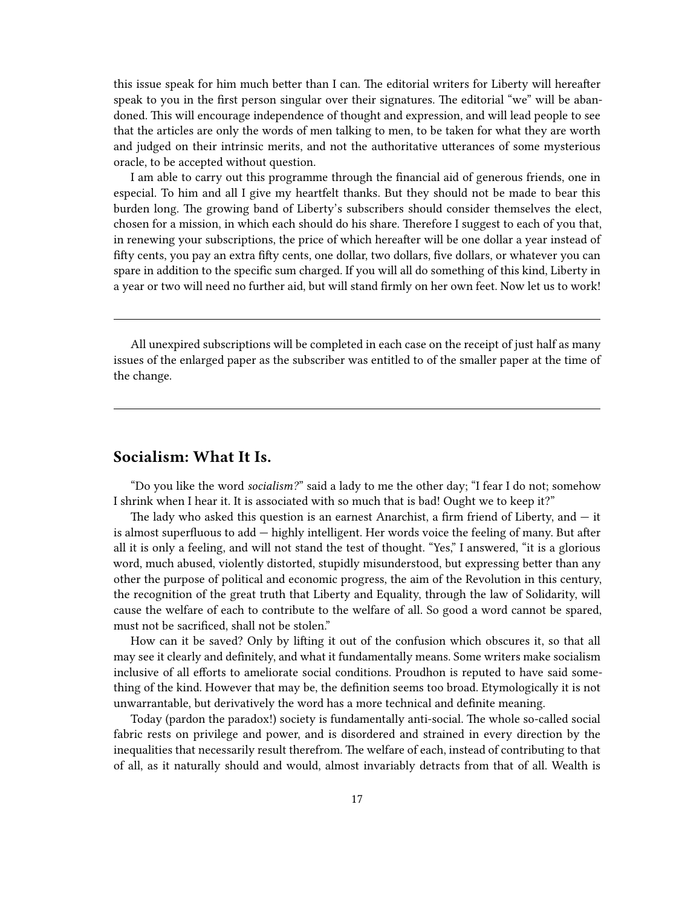this issue speak for him much better than I can. The editorial writers for Liberty will hereafter speak to you in the first person singular over their signatures. The editorial "we" will be abandoned. This will encourage independence of thought and expression, and will lead people to see that the articles are only the words of men talking to men, to be taken for what they are worth and judged on their intrinsic merits, and not the authoritative utterances of some mysterious oracle, to be accepted without question.

I am able to carry out this programme through the financial aid of generous friends, one in especial. To him and all I give my heartfelt thanks. But they should not be made to bear this burden long. The growing band of Liberty's subscribers should consider themselves the elect, chosen for a mission, in which each should do his share. Therefore I suggest to each of you that, in renewing your subscriptions, the price of which hereafter will be one dollar a year instead of fifty cents, you pay an extra fifty cents, one dollar, two dollars, five dollars, or whatever you can spare in addition to the specific sum charged. If you will all do something of this kind, Liberty in a year or two will need no further aid, but will stand firmly on her own feet. Now let us to work!

---

All unexpired subscriptions will be completed in each case on the receipt of just half as many issues of the enlarged paper as the subscriber was entitled to of the smaller paper at the time of the change.

---

## Socialism: What It Is.

"Do you like the word *socialism?*" said a lady to me the other day; "I fear I do not; somehow I shrink when I hear it. It is associated with so much that is bad! Ought we to keep it?"

The lady who asked this question is an earnest Anarchist, a firm friend of Liberty, and — it is almost superfluous to add — highly intelligent. Her words voice the feeling of many. But after all it is only a feeling, and will not stand the test of thought. "Yes," I answered, "it is a glorious word, much abused, violently distorted, stupidly misunderstood, but expressing better than any other the purpose of political and economic progress, the aim of the Revolution in this century, the recognition of the great truth that Liberty and Equality, through the law of Solidarity, will cause the welfare of each to contribute to the welfare of all. So good a word cannot be spared, must not be sacrificed, shall not be stolen."

How can it be saved? Only by lifting it out of the confusion which obscures it, so that all may see it clearly and definitely, and what it fundamentally means. Some writers make socialism inclusive of all efforts to ameliorate social conditions. Proudhon is reputed to have said something of the kind. However that may be, the definition seems too broad. Etymologically it is not unwarrantable, but derivatively the word has a more technical and definite meaning.

Today (pardon the paradox!) society is fundamentally anti-social. The whole so-called social fabric rests on privilege and power, and is disordered and strained in every direction by the inequalities that necessarily result therefrom. The welfare of each, instead of contributing to that of all, as it naturally should and would, almost invariably detracts from that of all. Wealth is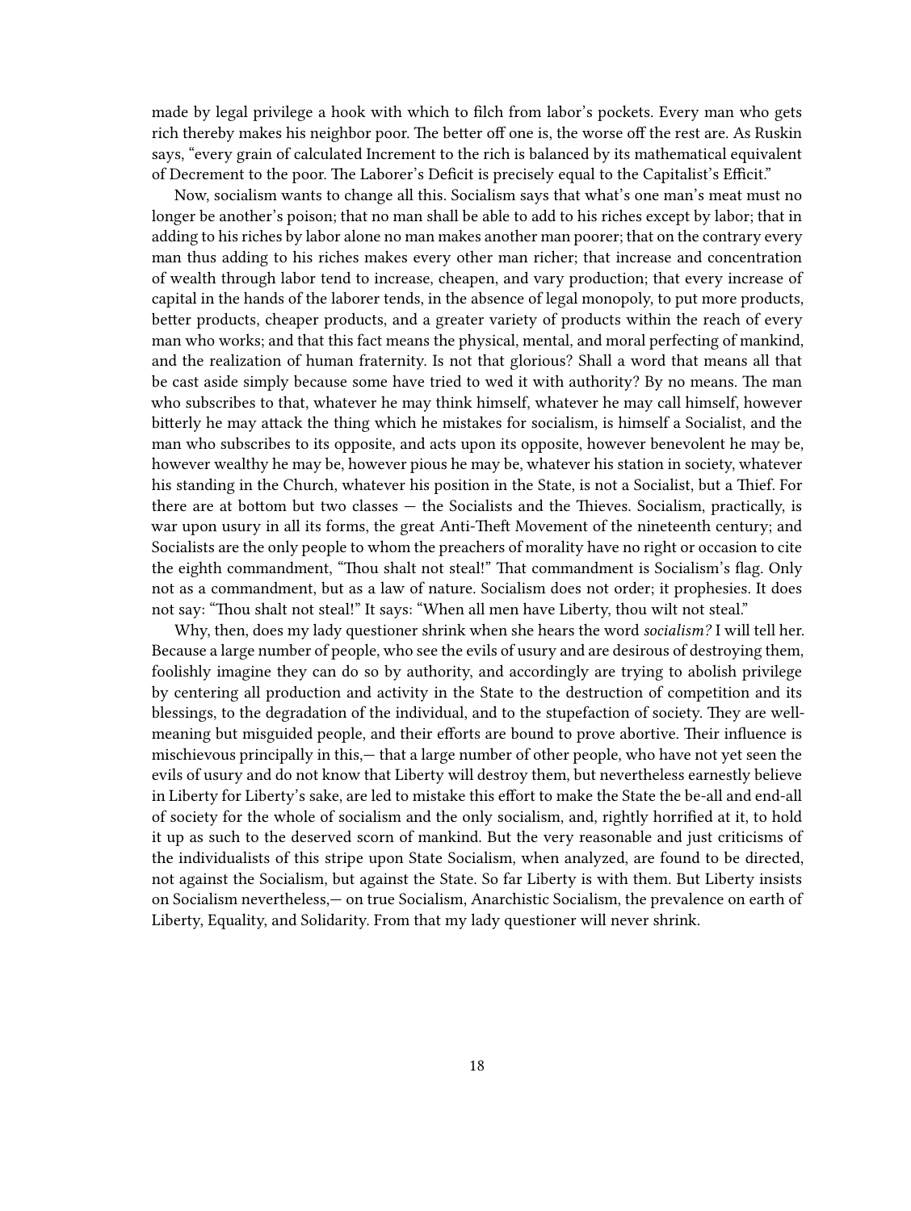made by legal privilege a hook with which to filch from labor's pockets. Every man who gets rich thereby makes his neighbor poor. The better off one is, the worse off the rest are. As Ruskin says, "every grain of calculated Increment to the rich is balanced by its mathematical equivalent of Decrement to the poor. The Laborer's Deficit is precisely equal to the Capitalist's Efficit."

Now, socialism wants to change all this. Socialism says that what's one man's meat must no longer be another's poison; that no man shall be able to add to his riches except by labor; that in adding to his riches by labor alone no man makes another man poorer; that on the contrary every man thus adding to his riches makes every other man richer; that increase and concentration of wealth through labor tend to increase, cheapen, and vary production; that every increase of capital in the hands of the laborer tends, in the absence of legal monopoly, to put more products, better products, cheaper products, and a greater variety of products within the reach of every man who works; and that this fact means the physical, mental, and moral perfecting of mankind, and the realization of human fraternity. Is not that glorious? Shall a word that means all that be cast aside simply because some have tried to wed it with authority? By no means. The man who subscribes to that, whatever he may think himself, whatever he may call himself, however bitterly he may attack the thing which he mistakes for socialism, is himself a Socialist, and the man who subscribes to its opposite, and acts upon its opposite, however benevolent he may be, however wealthy he may be, however pious he may be, whatever his station in society, whatever his standing in the Church, whatever his position in the State, is not a Socialist, but a Thief. For there are at bottom but two classes — the Socialists and the Thieves. Socialism, practically, is war upon usury in all its forms, the great Anti-Theft Movement of the nineteenth century; and Socialists are the only people to whom the preachers of morality have no right or occasion to cite the eighth commandment, "Thou shalt not steal!" That commandment is Socialism's flag. Only not as a commandment, but as a law of nature. Socialism does not order; it prophesies. It does not say: "Thou shalt not steal!" It says: "When all men have Liberty, thou wilt not steal."

Why, then, does my lady questioner shrink when she hears the word *socialism?* I will tell her. Because a large number of people, who see the evils of usury and are desirous of destroying them, foolishly imagine they can do so by authority, and accordingly are trying to abolish privilege by centering all production and activity in the State to the destruction of competition and its blessings, to the degradation of the individual, and to the stupefaction of society. They are well-meaning but misguided people, and their efforts are bound to prove abortive. Their influence is mischievous principally in this,— that a large number of other people, who have not yet seen the evils of usury and do not know that Liberty will destroy them, but nevertheless earnestly believe in Liberty for Liberty's sake, are led to mistake this effort to make the State the be-all and end-all of society for the whole of socialism and the only socialism, and, rightly horrified at it, to hold it up as such to the deserved scorn of mankind. But the very reasonable and just criticisms of the individualists of this stripe upon State Socialism, when analyzed, are found to be directed, not against the Socialism, but against the State. So far Liberty is with them. But Liberty insists on Socialism nevertheless,— on true Socialism, Anarchistic Socialism, the prevalence on earth of Liberty, Equality, and Solidarity. From that my lady questioner will never shrink.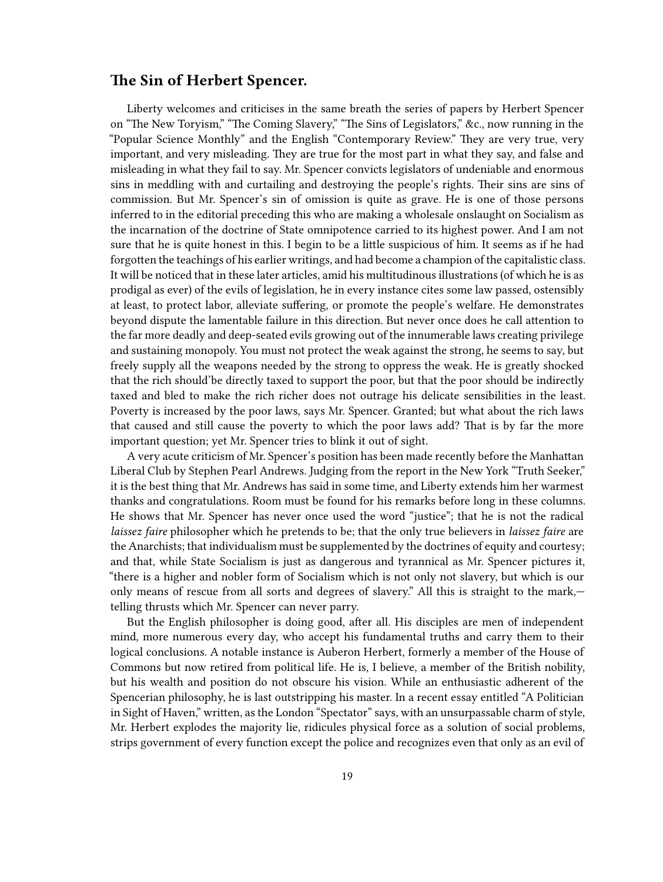## The Sin of Herbert Spencer.

Liberty welcomes and criticises in the same breath the series of papers by Herbert Spencer on "The New Toryism," "The Coming Slavery," "The Sins of Legislators," &c., now running in the "Popular Science Monthly" and the English "Contemporary Review." They are very true, very important, and very misleading. They are true for the most part in what they say, and false and misleading in what they fail to say. Mr. Spencer convicts legislators of undeniable and enormous sins in meddling with and curtailing and destroying the people's rights. Their sins are sins of commission. But Mr. Spencer's sin of omission is quite as grave. He is one of those persons inferred to in the editorial preceding this who are making a wholesale onslaught on Socialism as the incarnation of the doctrine of State omnipotence carried to its highest power. And I am not sure that he is quite honest in this. I begin to be a little suspicious of him. It seems as if he had forgotten the teachings of his earlier writings, and had become a champion of the capitalistic class. It will be noticed that in these later articles, amid his multitudinous illustrations (of which he is as prodigal as ever) of the evils of legislation, he in every instance cites some law passed, ostensibly at least, to protect labor, alleviate suffering, or promote the people's welfare. He demonstrates beyond dispute the lamentable failure in this direction. But never once does he call attention to the far more deadly and deep-seated evils growing out of the innumerable laws creating privilege and sustaining monopoly. You must not protect the weak against the strong, he seems to say, but freely supply all the weapons needed by the strong to oppress the weak. He is greatly shocked that the rich should'be directly taxed to support the poor, but that the poor should be indirectly taxed and bled to make the rich richer does not outrage his delicate sensibilities in the least. Poverty is increased by the poor laws, says Mr. Spencer. Granted; but what about the rich laws that caused and still cause the poverty to which the poor laws add? That is by far the more important question; yet Mr. Spencer tries to blink it out of sight.

A very acute criticism of Mr. Spencer's position has been made recently before the Manhattan Liberal Club by Stephen Pearl Andrews. Judging from the report in the New York "Truth Seeker," it is the best thing that Mr. Andrews has said in some time, and Liberty extends him her warmest thanks and congratulations. Room must be found for his remarks before long in these columns. He shows that Mr. Spencer has never once used the word "justice"; that he is not the radical *laissez faire* philosopher which he pretends to be; that the only true believers in *laissez faire* are the Anarchists; that individualism must be supplemented by the doctrines of equity and courtesy; and that, while State Socialism is just as dangerous and tyrannical as Mr. Spencer pictures it, "there is a higher and nobler form of Socialism which is not only not slavery, but which is our only means of rescue from all sorts and degrees of slavery." All this is straight to the mark,—telling thrusts which Mr. Spencer can never parry.

But the English philosopher is doing good, after all. His disciples are men of independent mind, more numerous every day, who accept his fundamental truths and carry them to their logical conclusions. A notable instance is Auberon Herbert, formerly a member of the House of Commons but now retired from political life. He is, I believe, a member of the British nobility, but his wealth and position do not obscure his vision. While an enthusiastic adherent of the Spencerian philosophy, he is last outstripping his master. In a recent essay entitled "A Politician in Sight of Haven," written, as the London "Spectator" says, with an unsurpassable charm of style, Mr. Herbert explodes the majority lie, ridicules physical force as a solution of social problems, strips government of every function except the police and recognizes even that only as an evil of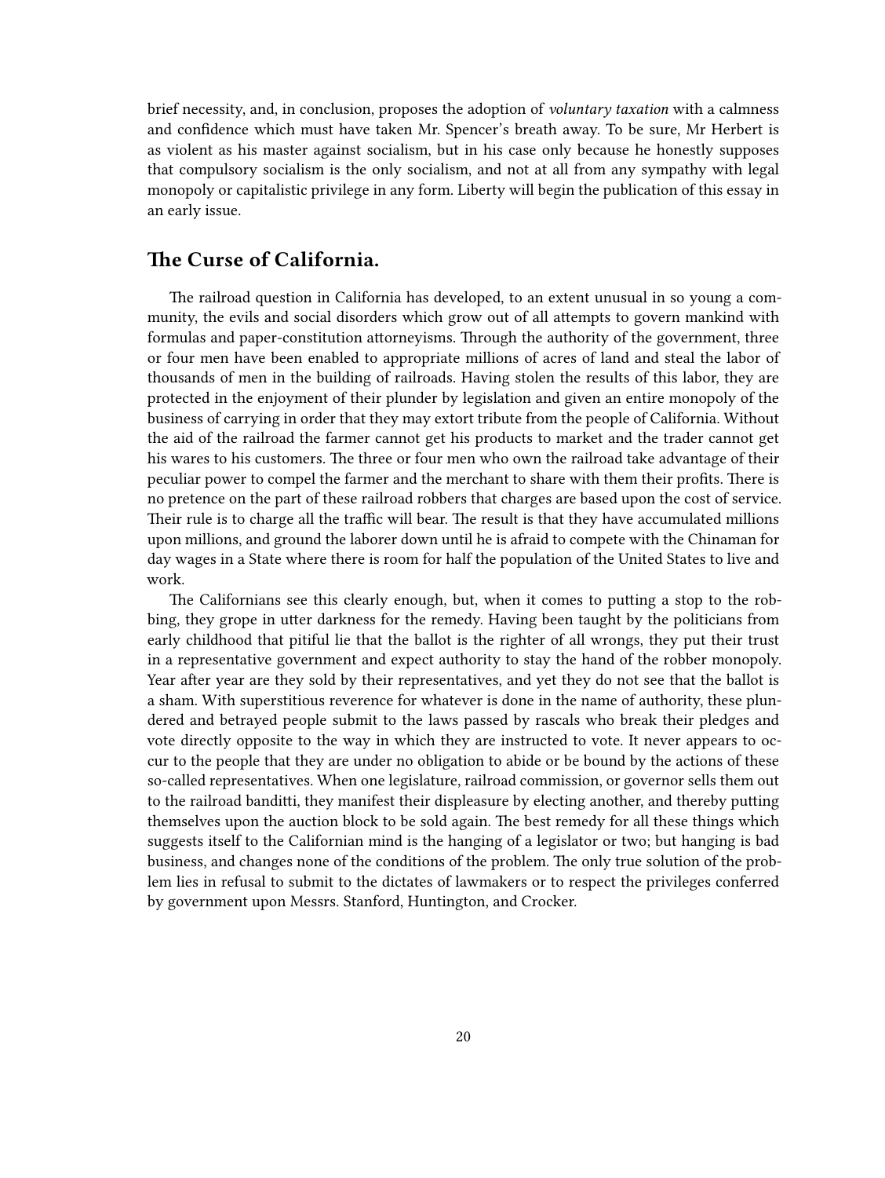brief necessity, and, in conclusion, proposes the adoption of *voluntary taxation* with a calmness and confidence which must have taken Mr. Spencer's breath away. To be sure, Mr Herbert is as violent as his master against socialism, but in his case only because he honestly supposes that compulsory socialism is the only socialism, and not at all from any sympathy with legal monopoly or capitalistic privilege in any form. Liberty will begin the publication of this essay in an early issue.

## The Curse of California.

The railroad question in California has developed, to an extent unusual in so young a community, the evils and social disorders which grow out of all attempts to govern mankind with formulas and paper-constitution attorneyisms. Through the authority of the government, three or four men have been enabled to appropriate millions of acres of land and steal the labor of thousands of men in the building of railroads. Having stolen the results of this labor, they are protected in the enjoyment of their plunder by legislation and given an entire monopoly of the business of carrying in order that they may extort tribute from the people of California. Without the aid of the railroad the farmer cannot get his products to market and the trader cannot get his wares to his customers. The three or four men who own the railroad take advantage of their peculiar power to compel the farmer and the merchant to share with them their profits. There is no pretence on the part of these railroad robbers that charges are based upon the cost of service. Their rule is to charge all the traffic will bear. The result is that they have accumulated millions upon millions, and ground the laborer down until he is afraid to compete with the Chinaman for day wages in a State where there is room for half the population of the United States to live and work.

The Californians see this clearly enough, but, when it comes to putting a stop to the robbing, they grope in utter darkness for the remedy. Having been taught by the politicians from early childhood that pitiful lie that the ballot is the righter of all wrongs, they put their trust in a representative government and expect authority to stay the hand of the robber monopoly. Year after year are they sold by their representatives, and yet they do not see that the ballot is a sham. With superstitious reverence for whatever is done in the name of authority, these plundered and betrayed people submit to the laws passed by rascals who break their pledges and vote directly opposite to the way in which they are instructed to vote. It never appears to occur to the people that they are under no obligation to abide or be bound by the actions of these so-called representatives. When one legislature, railroad commission, or governor sells them out to the railroad banditti, they manifest their displeasure by electing another, and thereby putting themselves upon the auction block to be sold again. The best remedy for all these things which suggests itself to the Californian mind is the hanging of a legislator or two; but hanging is bad business, and changes none of the conditions of the problem. The only true solution of the problem lies in refusal to submit to the dictates of lawmakers or to respect the privileges conferred by government upon Messrs. Stanford, Huntington, and Crocker.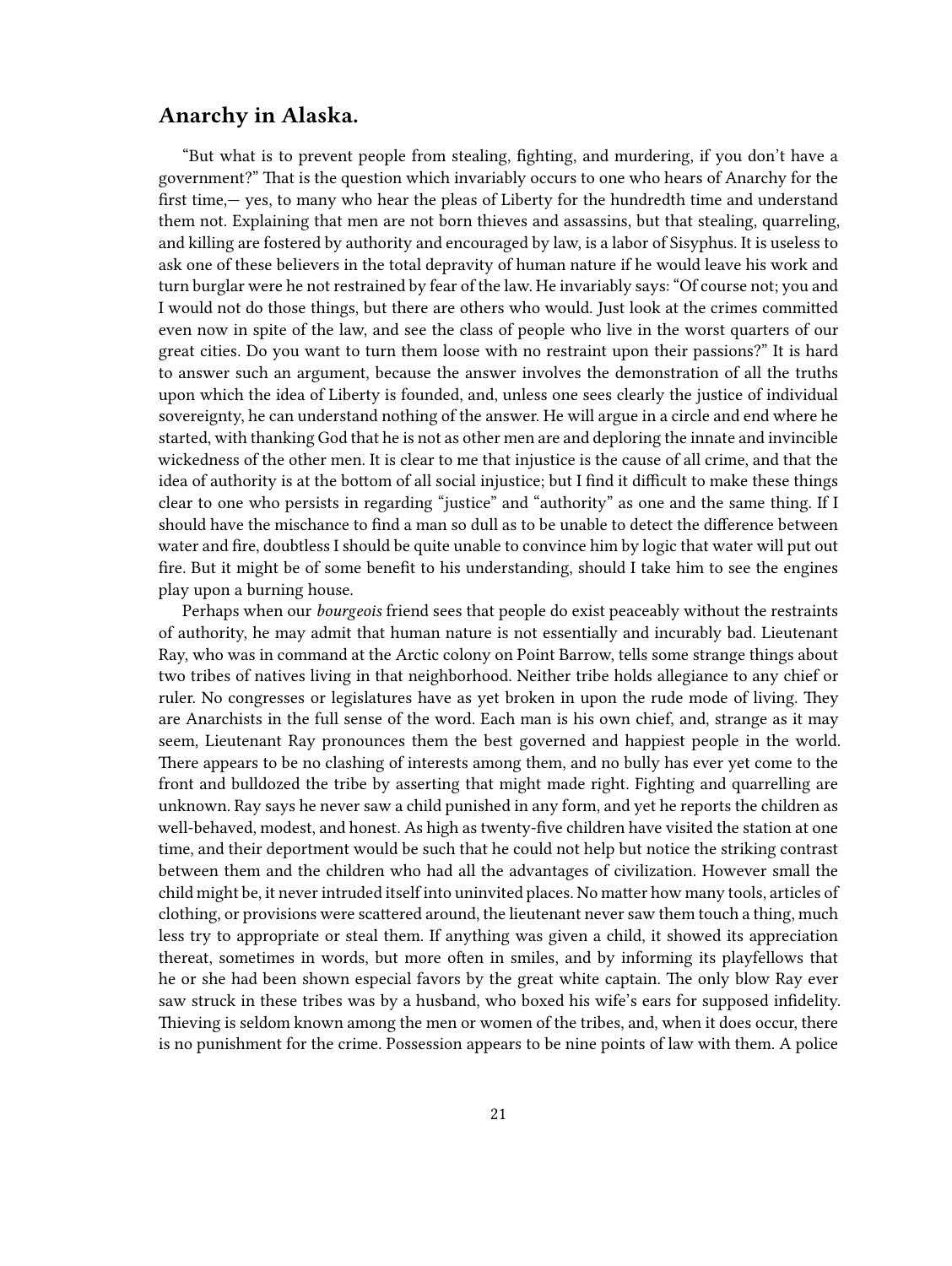## Anarchy in Alaska.

"But what is to prevent people from stealing, fighting, and murdering, if you don't have a government?" That is the question which invariably occurs to one who hears of Anarchy for the first time,— yes, to many who hear the pleas of Liberty for the hundredth time and understand them not. Explaining that men are not born thieves and assassins, but that stealing, quarreling, and killing are fostered by authority and encouraged by law, is a labor of Sisyphus. It is useless to ask one of these believers in the total depravity of human nature if he would leave his work and turn burglar were he not restrained by fear of the law. He invariably says: "Of course not; you and I would not do those things, but there are others who would. Just look at the crimes committed even now in spite of the law, and see the class of people who live in the worst quarters of our great cities. Do you want to turn them loose with no restraint upon their passions?" It is hard to answer such an argument, because the answer involves the demonstration of all the truths upon which the idea of Liberty is founded, and, unless one sees clearly the justice of individual sovereignty, he can understand nothing of the answer. He will argue in a circle and end where he started, with thanking God that he is not as other men are and deploring the innate and invincible wickedness of the other men. It is clear to me that injustice is the cause of all crime, and that the idea of authority is at the bottom of all social injustice; but I find it difficult to make these things clear to one who persists in regarding "justice" and "authority" as one and the same thing. If I should have the mischance to find a man so dull as to be unable to detect the difference between water and fire, doubtless I should be quite unable to convince him by logic that water will put out fire. But it might be of some benefit to his understanding, should I take him to see the engines play upon a burning house.

Perhaps when our *bourgeois* friend sees that people do exist peaceably without the restraints of authority, he may admit that human nature is not essentially and incurably bad. Lieutenant Ray, who was in command at the Arctic colony on Point Barrow, tells some strange things about two tribes of natives living in that neighborhood. Neither tribe holds allegiance to any chief or ruler. No congresses or legislatures have as yet broken in upon the rude mode of living. They are Anarchists in the full sense of the word. Each man is his own chief, and, strange as it may seem, Lieutenant Ray pronounces them the best governed and happiest people in the world. There appears to be no clashing of interests among them, and no bully has ever yet come to the front and bulldozed the tribe by asserting that might made right. Fighting and quarrelling are unknown. Ray says he never saw a child punished in any form, and yet he reports the children as well-behaved, modest, and honest. As high as twenty-five children have visited the station at one time, and their deportment would be such that he could not help but notice the striking contrast between them and the children who had all the advantages of civilization. However small the child might be, it never intruded itself into uninvited places. No matter how many tools, articles of clothing, or provisions were scattered around, the lieutenant never saw them touch a thing, much less try to appropriate or steal them. If anything was given a child, it showed its appreciation thereat, sometimes in words, but more often in smiles, and by informing its playfellows that he or she had been shown especial favors by the great white captain. The only blow Ray ever saw struck in these tribes was by a husband, who boxed his wife's ears for supposed infidelity. Thieving is seldom known among the men or women of the tribes, and, when it does occur, there is no punishment for the crime. Possession appears to be nine points of law with them. A police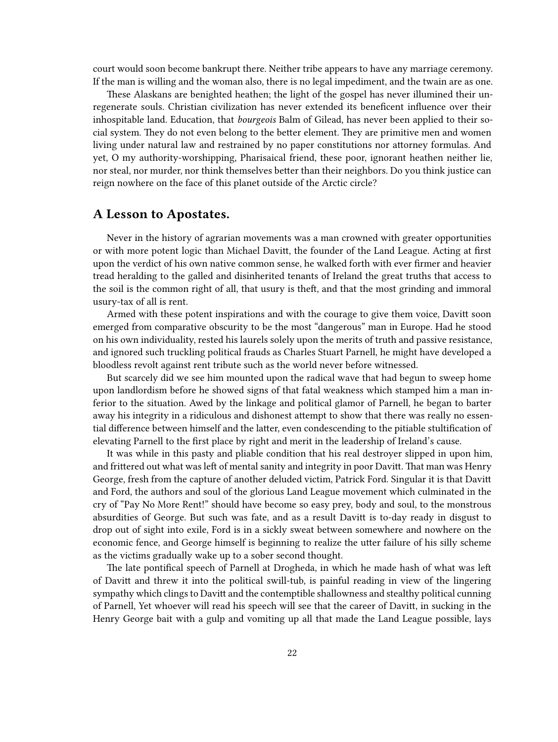court would soon become bankrupt there. Neither tribe appears to have any marriage ceremony. If the man is willing and the woman also, there is no legal impediment, and the twain are as one.

These Alaskans are benighted heathen; the light of the gospel has never illumined their unregenerate souls. Christian civilization has never extended its beneficent influence over their inhospitable land. Education, that *bourgeois* Balm of Gilead, has never been applied to their social system. They do not even belong to the better element. They are primitive men and women living under natural law and restrained by no paper constitutions nor attorney formulas. And yet, O my authority-worshipping, Pharisaical friend, these poor, ignorant heathen neither lie, nor steal, nor murder, nor think themselves better than their neighbors. Do you think justice can reign nowhere on the face of this planet outside of the Arctic circle?

## A Lesson to Apostates.

Never in the history of agrarian movements was a man crowned with greater opportunities or with more potent logic than Michael Davitt, the founder of the Land League. Acting at first upon the verdict of his own native common sense, he walked forth with ever firmer and heavier tread heralding to the galled and disinherited tenants of Ireland the great truths that access to the soil is the common right of all, that usury is theft, and that the most grinding and immoral usury-tax of all is rent.

Armed with these potent inspirations and with the courage to give them voice, Davitt soon emerged from comparative obscurity to be the most "dangerous" man in Europe. Had he stood on his own individuality, rested his laurels solely upon the merits of truth and passive resistance, and ignored such truckling political frauds as Charles Stuart Parnell, he might have developed a bloodless revolt against rent tribute such as the world never before witnessed.

But scarcely did we see him mounted upon the radical wave that had begun to sweep home upon landlordism before he showed signs of that fatal weakness which stamped him a man inferior to the situation. Awed by the linkage and political glamor of Parnell, he began to barter away his integrity in a ridiculous and dishonest attempt to show that there was really no essential difference between himself and the latter, even condescending to the pitiable stultification of elevating Parnell to the first place by right and merit in the leadership of Ireland's cause.

It was while in this pasty and pliable condition that his real destroyer slipped in upon him, and frittered out what was left of mental sanity and integrity in poor Davitt. That man was Henry George, fresh from the capture of another deluded victim, Patrick Ford. Singular it is that Davitt and Ford, the authors and soul of the glorious Land League movement which culminated in the cry of "Pay No More Rent!" should have become so easy prey, body and soul, to the monstrous absurdities of George. But such was fate, and as a result Davitt is to-day ready in disgust to drop out of sight into exile, Ford is in a sickly sweat between somewhere and nowhere on the economic fence, and George himself is beginning to realize the utter failure of his silly scheme as the victims gradually wake up to a sober second thought.

The late pontifical speech of Parnell at Drogheda, in which he made hash of what was left of Davitt and threw it into the political swill-tub, is painful reading in view of the lingering sympathy which clings to Davitt and the contemptible shallowness and stealthy political cunning of Parnell, Yet whoever will read his speech will see that the career of Davitt, in sucking in the Henry George bait with a gulp and vomiting up all that made the Land League possible, lays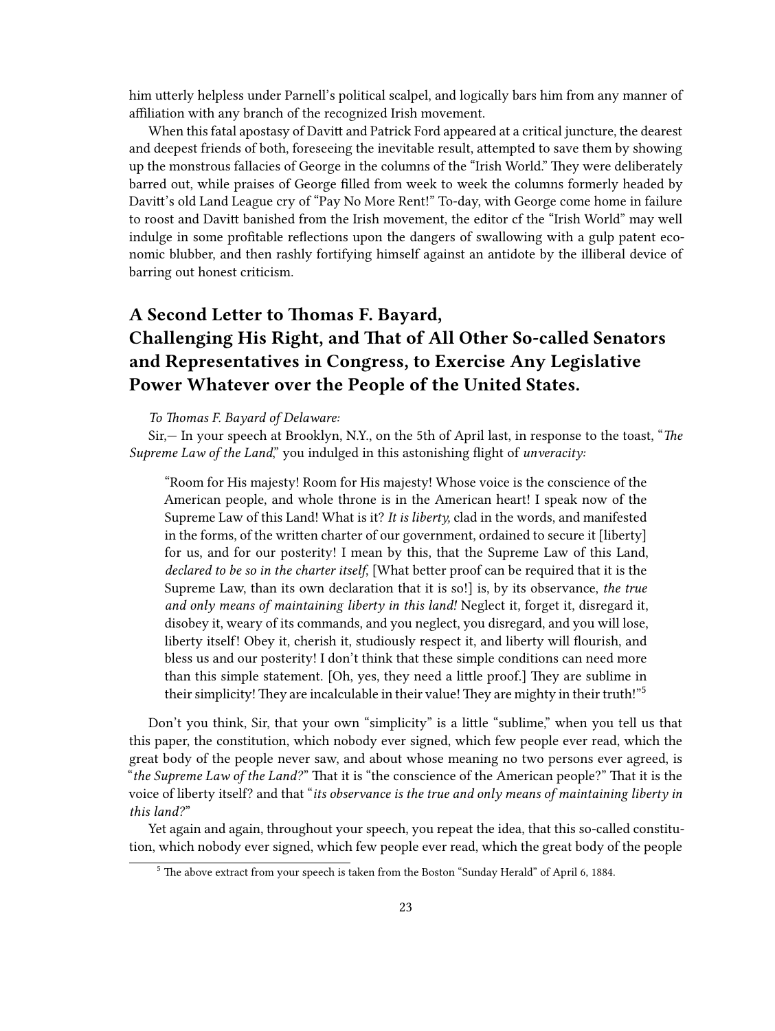him utterly helpless under Parnell's political scalpel, and logically bars him from any manner of affiliation with any branch of the recognized Irish movement.

When this fatal apostasy of Davitt and Patrick Ford appeared at a critical juncture, the dearest and deepest friends of both, foreseeing the inevitable result, attempted to save them by showing up the monstrous fallacies of George in the columns of the "Irish World." They were deliberately barred out, while praises of George filled from week to week the columns formerly headed by Davitt's old Land League cry of "Pay No More Rent!" To-day, with George come home in failure to roost and Davitt banished from the Irish movement, the editor cf the "Irish World" may well indulge in some profitable reflections upon the dangers of swallowing with a gulp patent economic blubber, and then rashly fortifying himself against an antidote by the illiberal device of barring out honest criticism.

## A Second Letter to Thomas F. Bayard, Challenging His Right, and That of All Other So-called Senators and Representatives in Congress, to Exercise Any Legislative Power Whatever over the People of the United States.

*To Thomas F. Bayard of Delaware:*

Sir,— In your speech at Brooklyn, N.Y., on the 5th of April last, in response to the toast, "*The Supreme Law of the Land*," you indulged in this astonishing flight of *unveracity:*

> "Room for His majesty! Room for His majesty! Whose voice is the conscience of the American people, and whole throne is in the American heart! I speak now of the Supreme Law of this Land! What is it? *It is liberty,* clad in the words, and manifested in the forms, of the written charter of our government, ordained to secure it [liberty] for us, and for our posterity! I mean by this, that the Supreme Law of this Land, *declared to be so in the charter itself,* [What better proof can be required that it is the Supreme Law, than its own declaration that it is so!] is, by its observance, *the true and only means of maintaining liberty in this land!* Neglect it, forget it, disregard it, disobey it, weary of its commands, and you neglect, you disregard, and you will lose, liberty itself! Obey it, cherish it, studiously respect it, and liberty will flourish, and bless us and our posterity! I don't think that these simple conditions can need more than this simple statement. [Oh, yes, they need a little proof.] They are sublime in their simplicity! They are incalculable in their value! They are mighty in their truth!"[5]

Don't you think, Sir, that your own "simplicity" is a little "sublime," when you tell us that this paper, the constitution, which nobody ever signed, which few people ever read, which the great body of the people never saw, and about whose meaning no two persons ever agreed, is "*the Supreme Law of the Land?*" That it is "the conscience of the American people?" That it is the voice of liberty itself? and that "*its observance is the true and only means of maintaining liberty in this land?*"

Yet again and again, throughout your speech, you repeat the idea, that this so-called constitution, which nobody ever signed, which few people ever read, which the great body of the people

[5] The above extract from your speech is taken from the Boston "Sunday Herald" of April 6, 1884.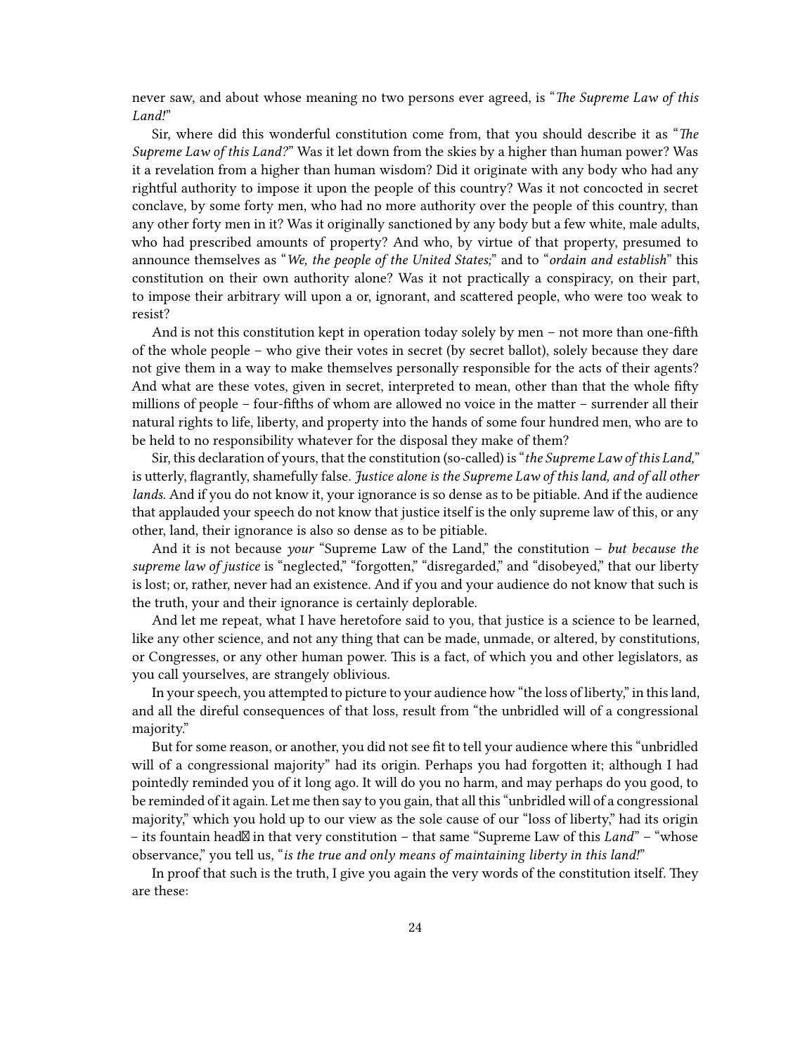never saw, and about whose meaning no two persons ever agreed, is "*The Supreme Law of this Land!*"

Sir, where did this wonderful constitution come from, that you should describe it as "*The Supreme Law of this Land?*" Was it let down from the skies by a higher than human power? Was it a revelation from a higher than human wisdom? Did it originate with any body who had any rightful authority to impose it upon the people of this country? Was it not concocted in secret conclave, by some forty men, who had no more authority over the people of this country, than any other forty men in it? Was it originally sanctioned by any body but a few white, male adults, who had prescribed amounts of property? And who, by virtue of that property, presumed to announce themselves as "*We, the people of the United States;*" and to "*ordain and establish*" this constitution on their own authority alone? Was it not practically a conspiracy, on their part, to impose their arbitrary will upon a or, ignorant, and scattered people, who were too weak to resist?

And is not this constitution kept in operation today solely by men – not more than one-fifth of the whole people – who give their votes in secret (by secret ballot), solely because they dare not give them in a way to make themselves personally responsible for the acts of their agents? And what are these votes, given in secret, interpreted to mean, other than that the whole fifty millions of people – four-fifths of whom are allowed no voice in the matter – surrender all their natural rights to life, liberty, and property into the hands of some four hundred men, who are to be held to no responsibility whatever for the disposal they make of them?

Sir, this declaration of yours, that the constitution (so-called) is "*the Supreme Law of this Land,*" is utterly, flagrantly, shamefully false. *Justice alone is the Supreme Law of this land, and of all other lands.* And if you do not know it, your ignorance is so dense as to be pitiable. And if the audience that applauded your speech do not know that justice itself is the only supreme law of this, or any other, land, their ignorance is also so dense as to be pitiable.

And it is not because *your* "Supreme Law of the Land," the constitution – *but because the supreme law of justice* is "neglected," "forgotten," "disregarded," and "disobeyed," that our liberty is lost; or, rather, never had an existence. And if you and your audience do not know that such is the truth, your and their ignorance is certainly deplorable.

And let me repeat, what I have heretofore said to you, that justice is a science to be learned, like any other science, and not any thing that can be made, unmade, or altered, by constitutions, or Congresses, or any other human power. This is a fact, of which you and other legislators, as you call yourselves, are strangely oblivious.

In your speech, you attempted to picture to your audience how "the loss of liberty," in this land, and all the direful consequences of that loss, result from "the unbridled will of a congressional majority."

But for some reason, or another, you did not see fit to tell your audience where this "unbridled will of a congressional majority" had its origin. Perhaps you had forgotten it; although I had pointedly reminded you of it long ago. It will do you no harm, and may perhaps do you good, to be reminded of it again. Let me then say to you gain, that all this "unbridled will of a congressional majority," which you hold up to our view as the sole cause of our "loss of liberty," had its origin – its fountain head in that very constitution – that same "Supreme Law of this *Land*" – "whose observance," you tell us, "*is the true and only means of maintaining liberty in this land!*"

In proof that such is the truth, I give you again the very words of the constitution itself. They are these: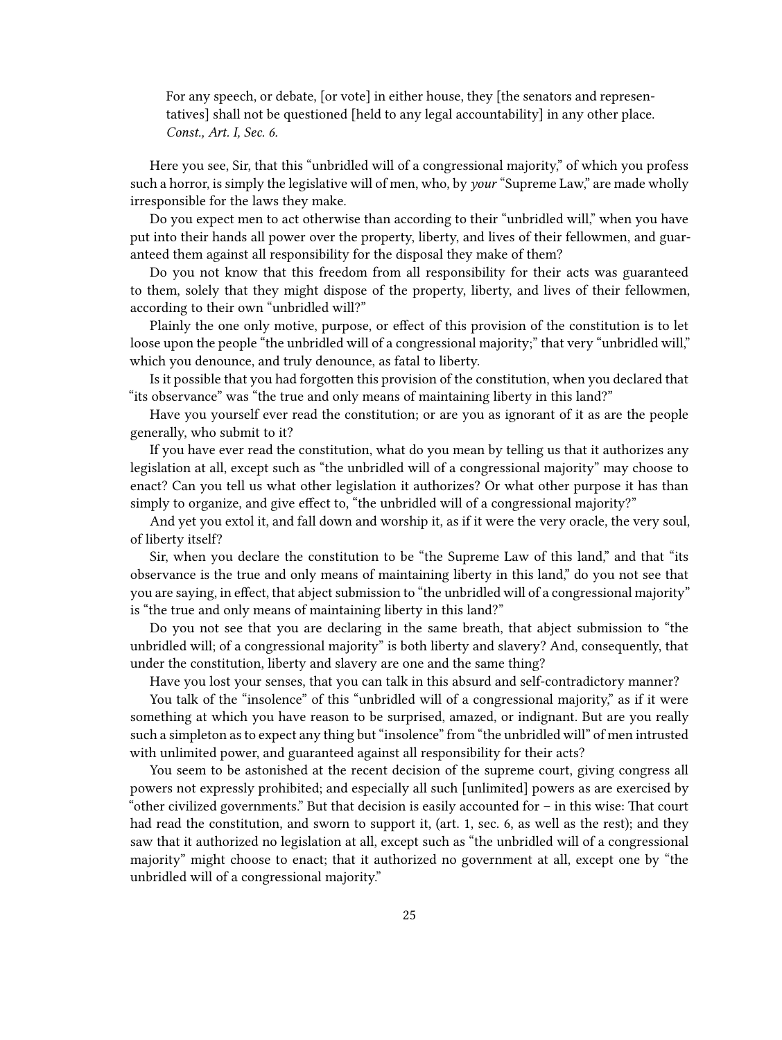> For any speech, or debate, [or vote] in either house, they [the senators and representatives] shall not be questioned [held to any legal accountability] in any other place. *Const., Art. I, Sec. 6.*

Here you see, Sir, that this "unbridled will of a congressional majority," of which you profess such a horror, is simply the legislative will of men, who, by *your* "Supreme Law," are made wholly irresponsible for the laws they make.

Do you expect men to act otherwise than according to their "unbridled will," when you have put into their hands all power over the property, liberty, and lives of their fellowmen, and guaranteed them against all responsibility for the disposal they make of them?

Do you not know that this freedom from all responsibility for their acts was guaranteed to them, solely that they might dispose of the property, liberty, and lives of their fellowmen, according to their own "unbridled will?"

Plainly the one only motive, purpose, or effect of this provision of the constitution is to let loose upon the people "the unbridled will of a congressional majority;" that very "unbridled will," which you denounce, and truly denounce, as fatal to liberty.

Is it possible that you had forgotten this provision of the constitution, when you declared that "its observance" was "the true and only means of maintaining liberty in this land?"

Have you yourself ever read the constitution; or are you as ignorant of it as are the people generally, who submit to it?

If you have ever read the constitution, what do you mean by telling us that it authorizes any legislation at all, except such as "the unbridled will of a congressional majority" may choose to enact? Can you tell us what other legislation it authorizes? Or what other purpose it has than simply to organize, and give effect to, "the unbridled will of a congressional majority?"

And yet you extol it, and fall down and worship it, as if it were the very oracle, the very soul, of liberty itself?

Sir, when you declare the constitution to be "the Supreme Law of this land," and that "its observance is the true and only means of maintaining liberty in this land," do you not see that you are saying, in effect, that abject submission to "the unbridled will of a congressional majority" is "the true and only means of maintaining liberty in this land?"

Do you not see that you are declaring in the same breath, that abject submission to "the unbridled will; of a congressional majority" is both liberty and slavery? And, consequently, that under the constitution, liberty and slavery are one and the same thing?

Have you lost your senses, that you can talk in this absurd and self-contradictory manner?

You talk of the "insolence" of this "unbridled will of a congressional majority," as if it were something at which you have reason to be surprised, amazed, or indignant. But are you really such a simpleton as to expect any thing but "insolence" from "the unbridled will" of men intrusted with unlimited power, and guaranteed against all responsibility for their acts?

You seem to be astonished at the recent decision of the supreme court, giving congress all powers not expressly prohibited; and especially all such [unlimited] powers as are exercised by "other civilized governments." But that decision is easily accounted for – in this wise: That court had read the constitution, and sworn to support it, (art. 1, sec. 6, as well as the rest); and they saw that it authorized no legislation at all, except such as "the unbridled will of a congressional majority" might choose to enact; that it authorized no government at all, except one by "the unbridled will of a congressional majority."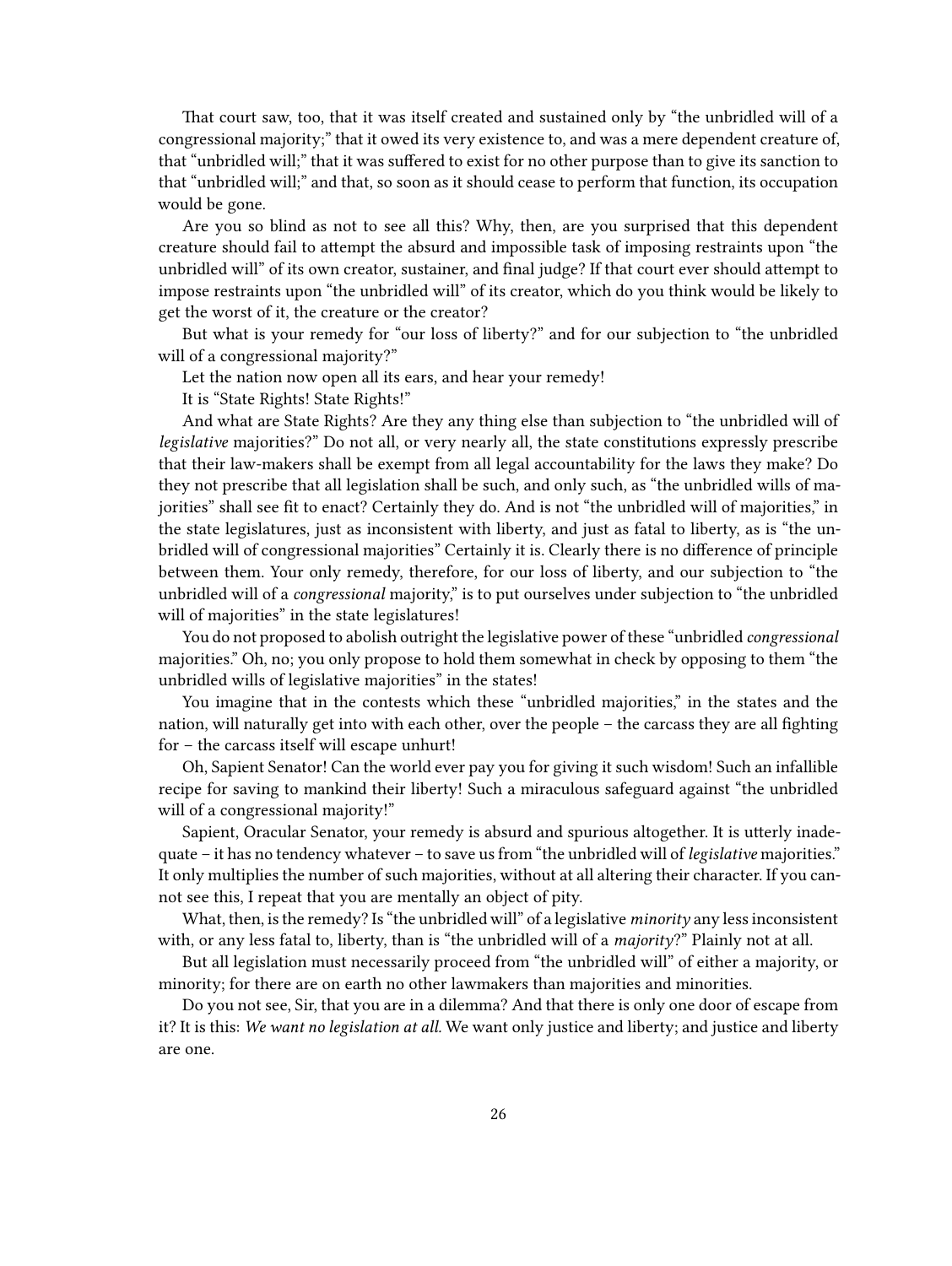That court saw, too, that it was itself created and sustained only by "the unbridled will of a congressional majority;" that it owed its very existence to, and was a mere dependent creature of, that "unbridled will;" that it was suffered to exist for no other purpose than to give its sanction to that "unbridled will;" and that, so soon as it should cease to perform that function, its occupation would be gone.

Are you so blind as not to see all this? Why, then, are you surprised that this dependent creature should fail to attempt the absurd and impossible task of imposing restraints upon "the unbridled will" of its own creator, sustainer, and final judge? If that court ever should attempt to impose restraints upon "the unbridled will" of its creator, which do you think would be likely to get the worst of it, the creature or the creator?

But what is your remedy for "our loss of liberty?" and for our subjection to "the unbridled will of a congressional majority?"

Let the nation now open all its ears, and hear your remedy!

It is "State Rights! State Rights!"

And what are State Rights? Are they any thing else than subjection to "the unbridled will of *legislative* majorities?" Do not all, or very nearly all, the state constitutions expressly prescribe that their law-makers shall be exempt from all legal accountability for the laws they make? Do they not prescribe that all legislation shall be such, and only such, as "the unbridled wills of majorities" shall see fit to enact? Certainly they do. And is not "the unbridled will of majorities," in the state legislatures, just as inconsistent with liberty, and just as fatal to liberty, as is "the unbridled will of congressional majorities" Certainly it is. Clearly there is no difference of principle between them. Your only remedy, therefore, for our loss of liberty, and our subjection to "the unbridled will of a *congressional* majority," is to put ourselves under subjection to "the unbridled will of majorities" in the state legislatures!

You do not proposed to abolish outright the legislative power of these "unbridled *congressional* majorities." Oh, no; you only propose to hold them somewhat in check by opposing to them "the unbridled wills of legislative majorities" in the states!

You imagine that in the contests which these "unbridled majorities," in the states and the nation, will naturally get into with each other, over the people – the carcass they are all fighting for – the carcass itself will escape unhurt!

Oh, Sapient Senator! Can the world ever pay you for giving it such wisdom! Such an infallible recipe for saving to mankind their liberty! Such a miraculous safeguard against "the unbridled will of a congressional majority!"

Sapient, Oracular Senator, your remedy is absurd and spurious altogether. It is utterly inadequate – it has no tendency whatever – to save us from "the unbridled will of *legislative* majorities." It only multiplies the number of such majorities, without at all altering their character. If you cannot see this, I repeat that you are mentally an object of pity.

What, then, is the remedy? Is "the unbridled will" of a legislative *minority* any less inconsistent with, or any less fatal to, liberty, than is "the unbridled will of a *majority*?" Plainly not at all.

But all legislation must necessarily proceed from "the unbridled will" of either a majority, or minority; for there are on earth no other lawmakers than majorities and minorities.

Do you not see, Sir, that you are in a dilemma? And that there is only one door of escape from it? It is this: *We want no legislation at all.* We want only justice and liberty; and justice and liberty are one.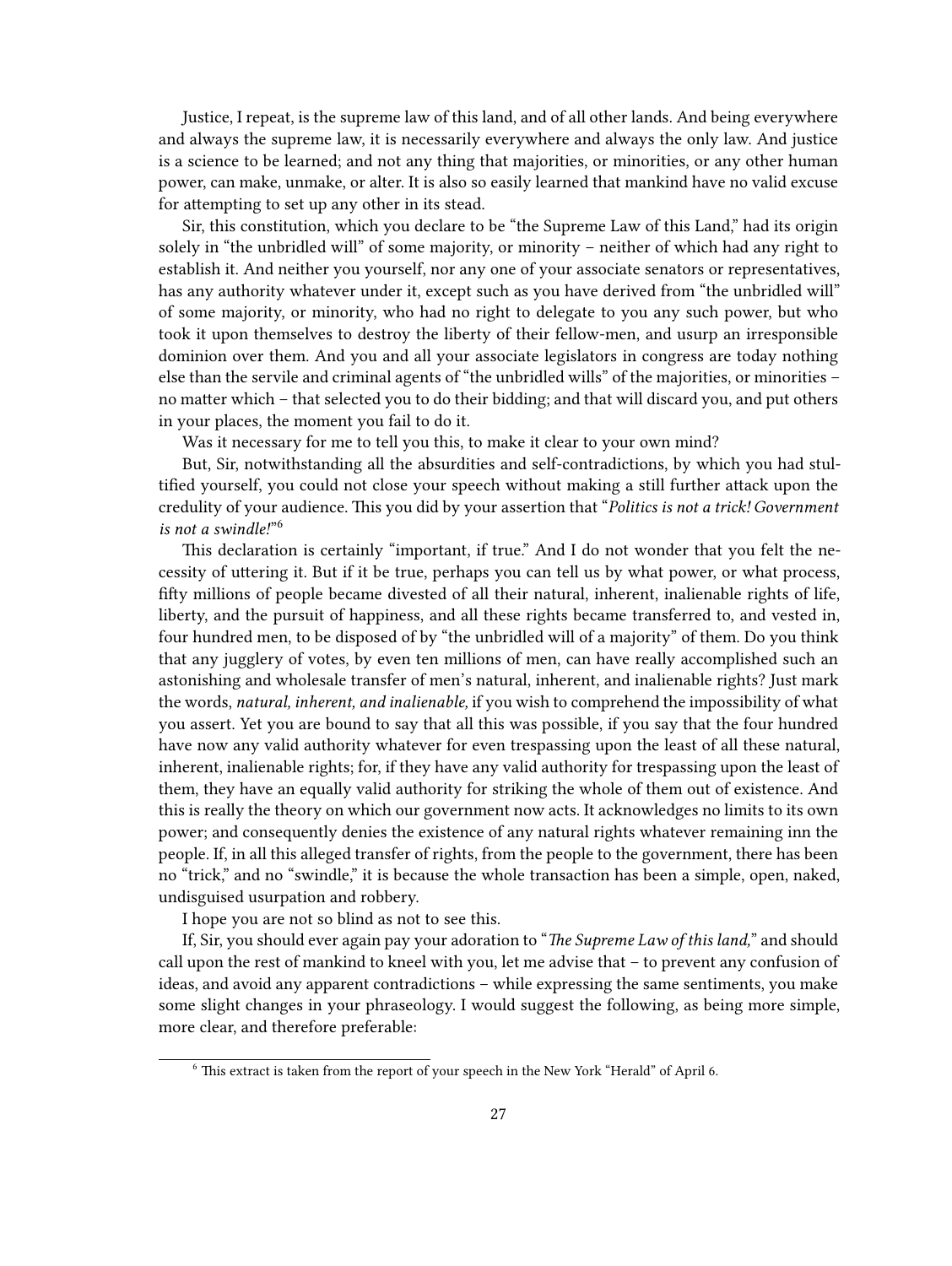Justice, I repeat, is the supreme law of this land, and of all other lands. And being everywhere and always the supreme law, it is necessarily everywhere and always the only law. And justice is a science to be learned; and not any thing that majorities, or minorities, or any other human power, can make, unmake, or alter. It is also so easily learned that mankind have no valid excuse for attempting to set up any other in its stead.

Sir, this constitution, which you declare to be "the Supreme Law of this Land," had its origin solely in "the unbridled will" of some majority, or minority – neither of which had any right to establish it. And neither you yourself, nor any one of your associate senators or representatives, has any authority whatever under it, except such as you have derived from "the unbridled will" of some majority, or minority, who had no right to delegate to you any such power, but who took it upon themselves to destroy the liberty of their fellow-men, and usurp an irresponsible dominion over them. And you and all your associate legislators in congress are today nothing else than the servile and criminal agents of "the unbridled wills" of the majorities, or minorities – no matter which – that selected you to do their bidding; and that will discard you, and put others in your places, the moment you fail to do it.

Was it necessary for me to tell you this, to make it clear to your own mind?

But, Sir, notwithstanding all the absurdities and self-contradictions, by which you had stultified yourself, you could not close your speech without making a still further attack upon the credulity of your audience. This you did by your assertion that "*Politics is not a trick! Government is not a swindle!*"[6]

This declaration is certainly "important, if true." And I do not wonder that you felt the necessity of uttering it. But if it be true, perhaps you can tell us by what power, or what process, fifty millions of people became divested of all their natural, inherent, inalienable rights of life, liberty, and the pursuit of happiness, and all these rights became transferred to, and vested in, four hundred men, to be disposed of by "the unbridled will of a majority" of them. Do you think that any jugglery of votes, by even ten millions of men, can have really accomplished such an astonishing and wholesale transfer of men's natural, inherent, and inalienable rights? Just mark the words, *natural, inherent, and inalienable,* if you wish to comprehend the impossibility of what you assert. Yet you are bound to say that all this was possible, if you say that the four hundred have now any valid authority whatever for even trespassing upon the least of all these natural, inherent, inalienable rights; for, if they have any valid authority for trespassing upon the least of them, they have an equally valid authority for striking the whole of them out of existence. And this is really the theory on which our government now acts. It acknowledges no limits to its own power; and consequently denies the existence of any natural rights whatever remaining inn the people. If, in all this alleged transfer of rights, from the people to the government, there has been no "trick," and no "swindle," it is because the whole transaction has been a simple, open, naked, undisguised usurpation and robbery.

I hope you are not so blind as not to see this.

If, Sir, you should ever again pay your adoration to "*The Supreme Law of this land,*" and should call upon the rest of mankind to kneel with you, let me advise that – to prevent any confusion of ideas, and avoid any apparent contradictions – while expressing the same sentiments, you make some slight changes in your phraseology. I would suggest the following, as being more simple, more clear, and therefore preferable:

[6] This extract is taken from the report of your speech in the New York "Herald" of April 6.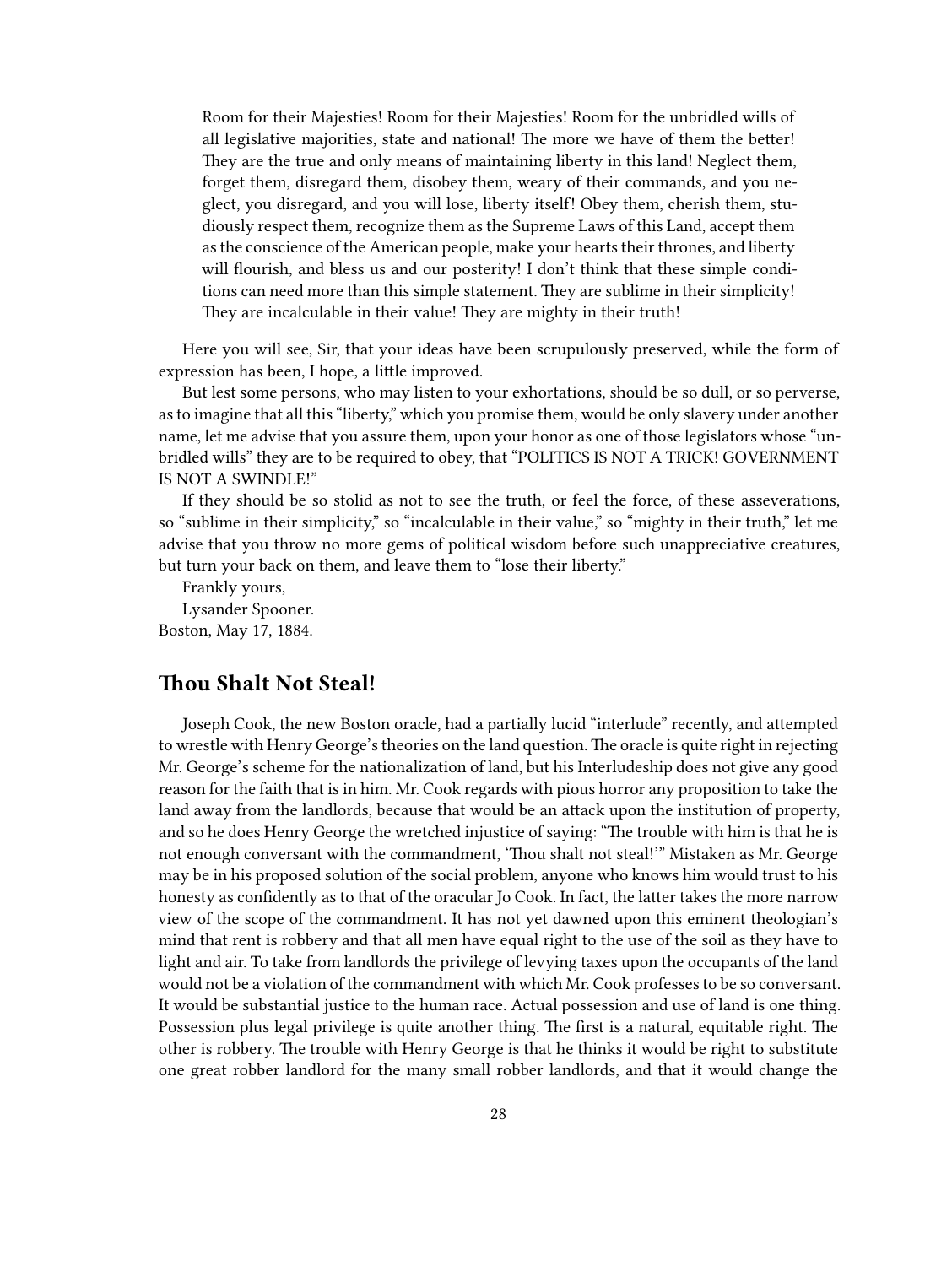> Room for their Majesties! Room for their Majesties! Room for the unbridled wills of all legislative majorities, state and national! The more we have of them the better! They are the true and only means of maintaining liberty in this land! Neglect them, forget them, disregard them, disobey them, weary of their commands, and you neglect, you disregard, and you will lose, liberty itself! Obey them, cherish them, studiously respect them, recognize them as the Supreme Laws of this Land, accept them as the conscience of the American people, make your hearts their thrones, and liberty will flourish, and bless us and our posterity! I don't think that these simple conditions can need more than this simple statement. They are sublime in their simplicity! They are incalculable in their value! They are mighty in their truth!

Here you will see, Sir, that your ideas have been scrupulously preserved, while the form of expression has been, I hope, a little improved.

But lest some persons, who may listen to your exhortations, should be so dull, or so perverse, as to imagine that all this "liberty," which you promise them, would be only slavery under another name, let me advise that you assure them, upon your honor as one of those legislators whose "unbridled wills" they are to be required to obey, that "POLITICS IS NOT A TRICK! GOVERNMENT IS NOT A SWINDLE!"

If they should be so stolid as not to see the truth, or feel the force, of these asseverations, so "sublime in their simplicity," so "incalculable in their value," so "mighty in their truth," let me advise that you throw no more gems of political wisdom before such unappreciative creatures, but turn your back on them, and leave them to "lose their liberty."

Frankly yours,

Lysander Spooner.

Boston, May 17, 1884.

## Thou Shalt Not Steal!

Joseph Cook, the new Boston oracle, had a partially lucid "interlude" recently, and attempted to wrestle with Henry George's theories on the land question. The oracle is quite right in rejecting Mr. George's scheme for the nationalization of land, but his Interludeship does not give any good reason for the faith that is in him. Mr. Cook regards with pious horror any proposition to take the land away from the landlords, because that would be an attack upon the institution of property, and so he does Henry George the wretched injustice of saying: "The trouble with him is that he is not enough conversant with the commandment, 'Thou shalt not steal!'" Mistaken as Mr. George may be in his proposed solution of the social problem, anyone who knows him would trust to his honesty as confidently as to that of the oracular Jo Cook. In fact, the latter takes the more narrow view of the scope of the commandment. It has not yet dawned upon this eminent theologian's mind that rent is robbery and that all men have equal right to the use of the soil as they have to light and air. To take from landlords the privilege of levying taxes upon the occupants of the land would not be a violation of the commandment with which Mr. Cook professes to be so conversant. It would be substantial justice to the human race. Actual possession and use of land is one thing. Possession plus legal privilege is quite another thing. The first is a natural, equitable right. The other is robbery. The trouble with Henry George is that he thinks it would be right to substitute one great robber landlord for the many small robber landlords, and that it would change the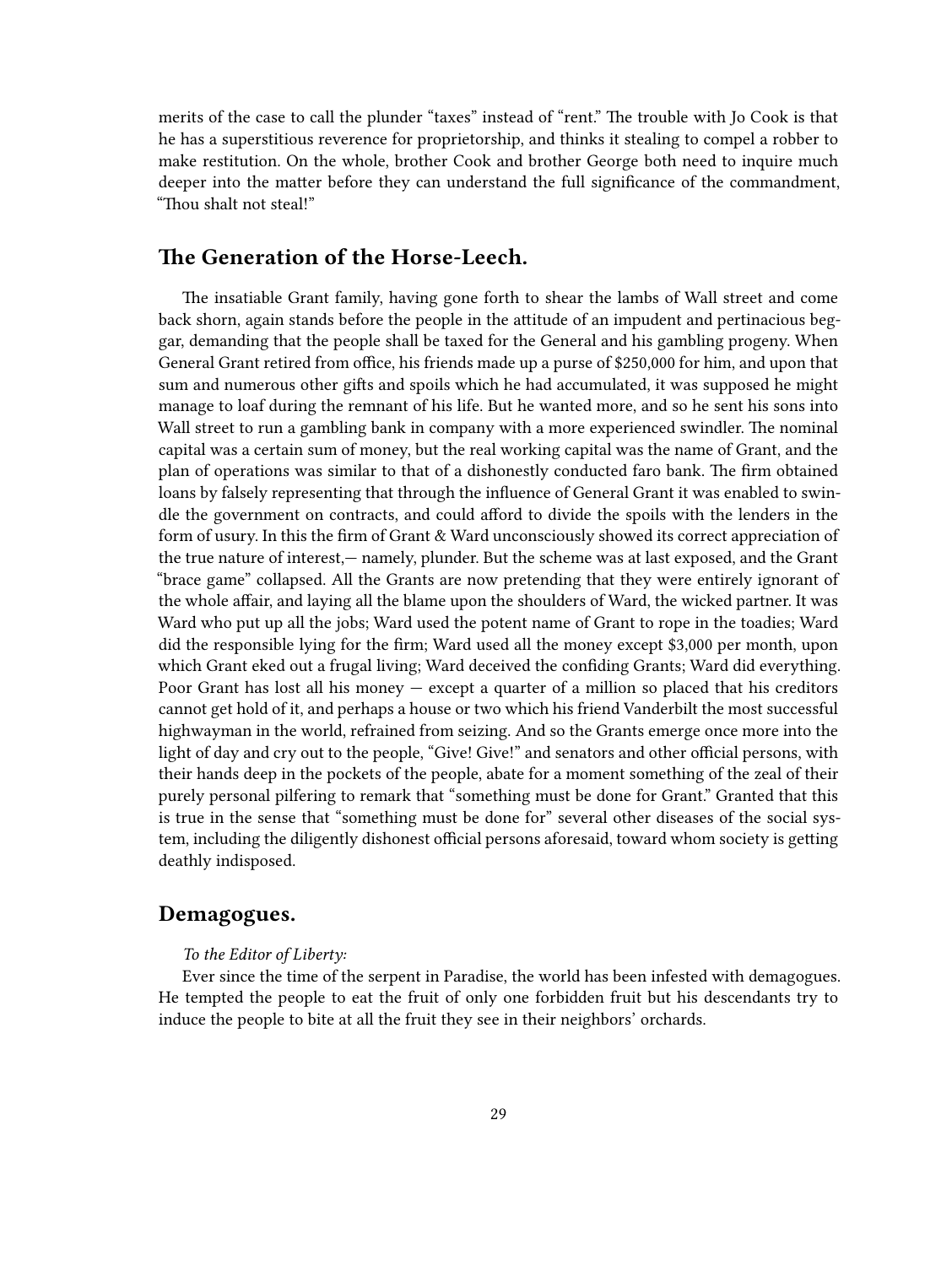merits of the case to call the plunder "taxes" instead of "rent." The trouble with Jo Cook is that he has a superstitious reverence for proprietorship, and thinks it stealing to compel a robber to make restitution. On the whole, brother Cook and brother George both need to inquire much deeper into the matter before they can understand the full significance of the commandment, "Thou shalt not steal!"

## The Generation of the Horse-Leech.

The insatiable Grant family, having gone forth to shear the lambs of Wall street and come back shorn, again stands before the people in the attitude of an impudent and pertinacious beggar, demanding that the people shall be taxed for the General and his gambling progeny. When General Grant retired from office, his friends made up a purse of $250,000 for him, and upon that sum and numerous other gifts and spoils which he had accumulated, it was supposed he might manage to loaf during the remnant of his life. But he wanted more, and so he sent his sons into Wall street to run a gambling bank in company with a more experienced swindler. The nominal capital was a certain sum of money, but the real working capital was the name of Grant, and the plan of operations was similar to that of a dishonestly conducted faro bank. The firm obtained loans by falsely representing that through the influence of General Grant it was enabled to swindle the government on contracts, and could afford to divide the spoils with the lenders in the form of usury. In this the firm of Grant & Ward unconsciously showed its correct appreciation of the true nature of interest,— namely, plunder. But the scheme was at last exposed, and the Grant "brace game" collapsed. All the Grants are now pretending that they were entirely ignorant of the whole affair, and laying all the blame upon the shoulders of Ward, the wicked partner. It was Ward who put up all the jobs; Ward used the potent name of Grant to rope in the toadies; Ward did the responsible lying for the firm; Ward used all the money except $3,000 per month, upon which Grant eked out a frugal living; Ward deceived the confiding Grants; Ward did everything. Poor Grant has lost all his money — except a quarter of a million so placed that his creditors cannot get hold of it, and perhaps a house or two which his friend Vanderbilt the most successful highwayman in the world, refrained from seizing. And so the Grants emerge once more into the light of day and cry out to the people, "Give! Give!" and senators and other official persons, with their hands deep in the pockets of the people, abate for a moment something of the zeal of their purely personal pilfering to remark that "something must be done for Grant." Granted that this is true in the sense that "something must be done for" several other diseases of the social system, including the diligently dishonest official persons aforesaid, toward whom society is getting deathly indisposed.

## Demagogues.

*To the Editor of Liberty:*

Ever since the time of the serpent in Paradise, the world has been infested with demagogues. He tempted the people to eat the fruit of only one forbidden fruit but his descendants try to induce the people to bite at all the fruit they see in their neighbors' orchards.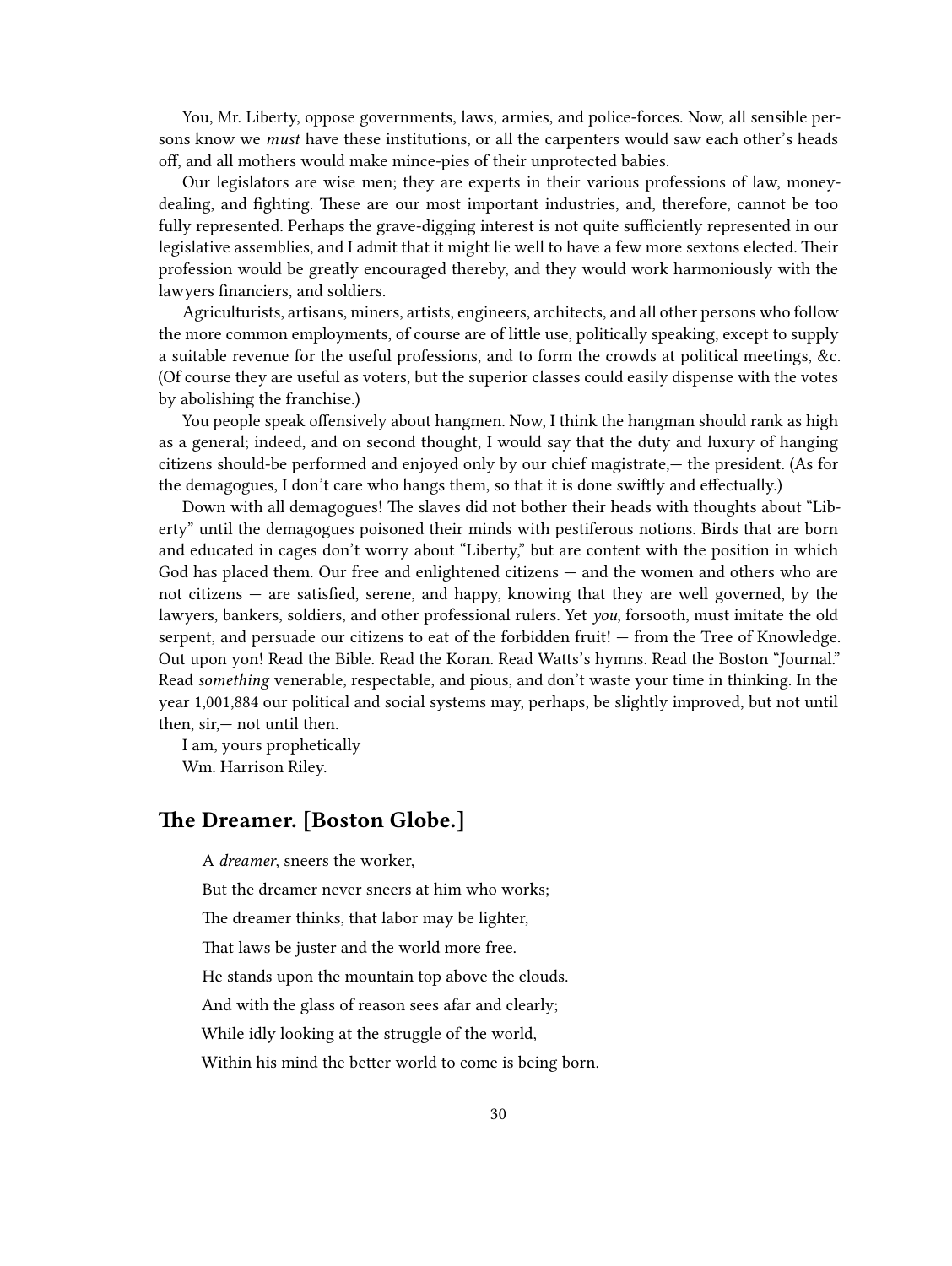You, Mr. Liberty, oppose governments, laws, armies, and police-forces. Now, all sensible persons know we *must* have these institutions, or all the carpenters would saw each other's heads off, and all mothers would make mince-pies of their unprotected babies.

Our legislators are wise men; they are experts in their various professions of law, money-dealing, and fighting. These are our most important industries, and, therefore, cannot be too fully represented. Perhaps the grave-digging interest is not quite sufficiently represented in our legislative assemblies, and I admit that it might lie well to have a few more sextons elected. Their profession would be greatly encouraged thereby, and they would work harmoniously with the lawyers financiers, and soldiers.

Agriculturists, artisans, miners, artists, engineers, architects, and all other persons who follow the more common employments, of course are of little use, politically speaking, except to supply a suitable revenue for the useful professions, and to form the crowds at political meetings, &c. (Of course they are useful as voters, but the superior classes could easily dispense with the votes by abolishing the franchise.)

You people speak offensively about hangmen. Now, I think the hangman should rank as high as a general; indeed, and on second thought, I would say that the duty and luxury of hanging citizens should-be performed and enjoyed only by our chief magistrate,— the president. (As for the demagogues, I don't care who hangs them, so that it is done swiftly and effectually.)

Down with all demagogues! The slaves did not bother their heads with thoughts about "Liberty" until the demagogues poisoned their minds with pestiferous notions. Birds that are born and educated in cages don't worry about "Liberty," but are content with the position in which God has placed them. Our free and enlightened citizens — and the women and others who are not citizens — are satisfied, serene, and happy, knowing that they are well governed, by the lawyers, bankers, soldiers, and other professional rulers. Yet *you*, forsooth, must imitate the old serpent, and persuade our citizens to eat of the forbidden fruit! — from the Tree of Knowledge. Out upon yon! Read the Bible. Read the Koran. Read Watts's hymns. Read the Boston "Journal." Read *something* venerable, respectable, and pious, and don't waste your time in thinking. In the year 1,001,884 our political and social systems may, perhaps, be slightly improved, but not until then, sir,— not until then.

I am, yours prophetically
Wm. Harrison Riley.

## The Dreamer. [Boston Globe.]

A *dreamer*, sneers the worker,

But the dreamer never sneers at him who works;

The dreamer thinks, that labor may be lighter,

That laws be juster and the world more free.

He stands upon the mountain top above the clouds.

And with the glass of reason sees afar and clearly;

While idly looking at the struggle of the world,

Within his mind the better world to come is being born.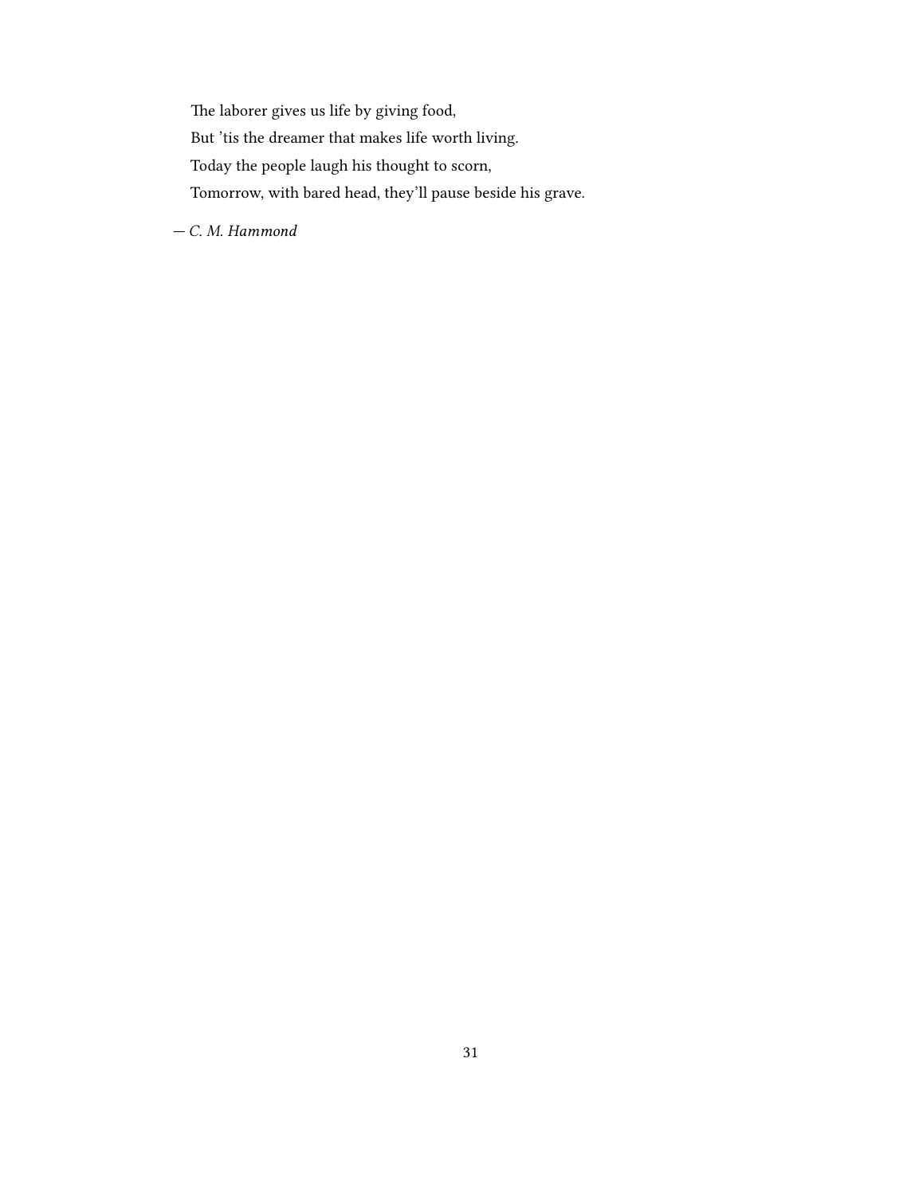The laborer gives us life by giving food,  
But 'tis the dreamer that makes life worth living.  
Today the people laugh his thought to scorn,  
Tomorrow, with bared head, they'll pause beside his grave.

— *C. M. Hammond*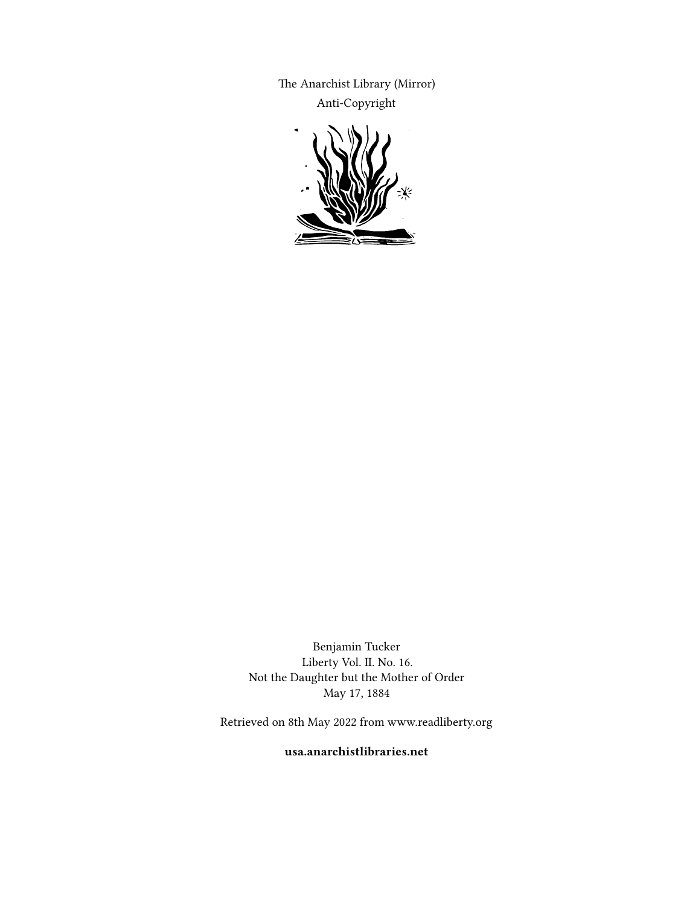The Anarchist Library (Mirror)
Anti-Copyright

Benjamin Tucker
Liberty Vol. II. No. 16.
Not the Daughter but the Mother of Order
May 17, 1884

Retrieved on 8th May 2022 from www.readliberty.org

**usa.anarchistlibraries.net**